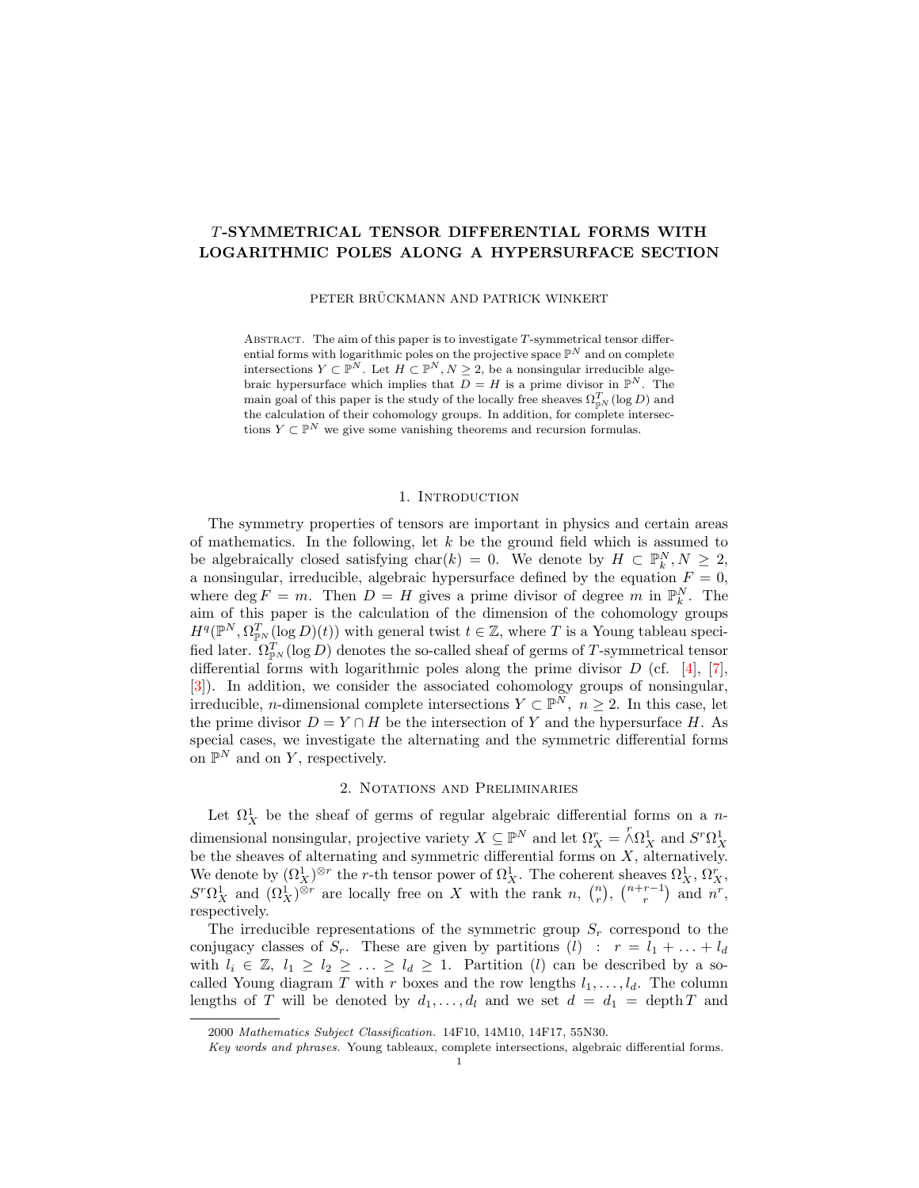# $T$-SYMMETRICAL TENSOR DIFFERENTIAL FORMS WITH LOGARITHMIC POLES ALONG A HYPERSURFACE SECTION

PETER BRÜCKMANN AND PATRICK WINKERT

Abstract. The aim of this paper is to investigate $T$-symmetrical tensor differential forms with logarithmic poles on the projective space $\mathbb{P}^N$ and on complete intersections $Y \subset \mathbb{P}^N$. Let $H \subset \mathbb{P}^N, N \geq 2$, be a nonsingular irreducible algebraic hypersurface which implies that $D = H$ is a prime divisor in $\mathbb{P}^N$. The main goal of this paper is the study of the locally free sheaves $\Omega^T_{\mathbb{P}^N}(\log D)$ and the calculation of their cohomology groups. In addition, for complete intersections $Y \subset \mathbb{P}^N$ we give some vanishing theorems and recursion formulas.

## 1. Introduction

The symmetry properties of tensors are important in physics and certain areas of mathematics. In the following, let $k$ be the ground field which is assumed to be algebraically closed satisfying $\mathrm{char}(k) = 0$. We denote by $H \subset \mathbb{P}^N_k, N \geq 2$, a nonsingular, irreducible, algebraic hypersurface defined by the equation $F = 0$, where $\deg F = m$. Then $D = H$ gives a prime divisor of degree $m$ in $\mathbb{P}^N_k$. The aim of this paper is the calculation of the dimension of the cohomology groups $H^q(\mathbb{P}^N, \Omega^T_{\mathbb{P}^N}(\log D)(t))$ with general twist $t \in \mathbb{Z}$, where $T$ is a Young tableau specified later. $\Omega^T_{\mathbb{P}^N}(\log D)$ denotes the so-called sheaf of germs of $T$-symmetrical tensor differential forms with logarithmic poles along the prime divisor $D$ (cf. [4], [7], [3]). In addition, we consider the associated cohomology groups of nonsingular, irreducible, $n$-dimensional complete intersections $Y \subset \mathbb{P}^N$, $n \geq 2$. In this case, let the prime divisor $D = Y \cap H$ be the intersection of $Y$ and the hypersurface $H$. As special cases, we investigate the alternating and the symmetric differential forms on $\mathbb{P}^N$ and on $Y$, respectively.

## 2. Notations and Preliminaries

Let $\Omega^1_X$ be the sheaf of germs of regular algebraic differential forms on a $n$-dimensional nonsingular, projective variety $X \subseteq \mathbb{P}^N$ and let $\Omega^r_X = \overset{r}{\wedge}\Omega^1_X$ and $S^r\Omega^1_X$ be the sheaves of alternating and symmetric differential forms on $X$, alternatively. We denote by $(\Omega^1_X)^{\otimes r}$ the $r$-th tensor power of $\Omega^1_X$. The coherent sheaves $\Omega^1_X$, $\Omega^r_X$, $S^r\Omega^1_X$ and $(\Omega^1_X)^{\otimes r}$ are locally free on $X$ with the rank $n$, $\binom{n}{r}$, $\binom{n+r-1}{r}$ and $n^r$, respectively.

The irreducible representations of the symmetric group $S_r$ correspond to the conjugacy classes of $S_r$. These are given by partitions $(l) \ : \ r = l_1 + \ldots + l_d$ with $l_i \in \mathbb{Z}, \ l_1 \geq l_2 \geq \ldots \geq l_d \geq 1$. Partition $(l)$ can be described by a so-called Young diagram $T$ with $r$ boxes and the row lengths $l_1, \ldots, l_d$. The column lengths of $T$ will be denoted by $d_1, \ldots, d_l$ and we set $d = d_1 = \mathrm{depth}\, T$ and

2000 *Mathematics Subject Classification.* 14F10, 14M10, 14F17, 55N30.

*Key words and phrases.* Young tableaux, complete intersections, algebraic differential forms.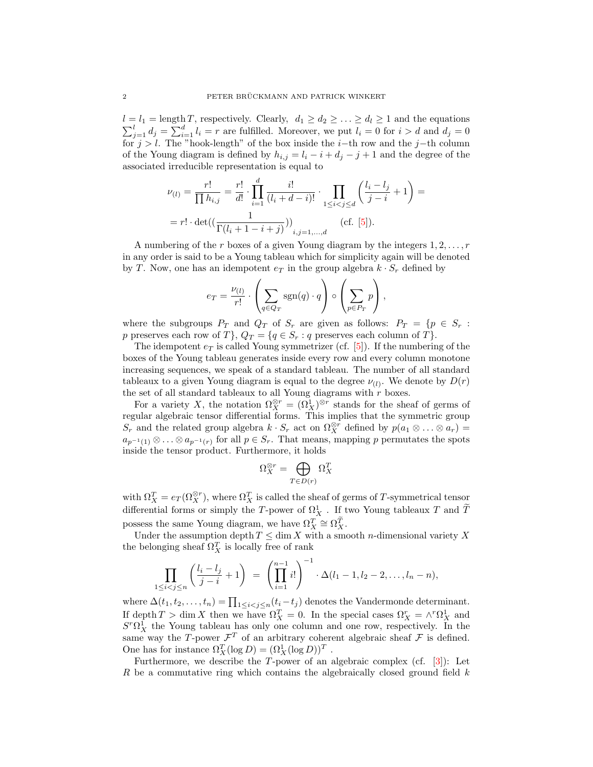$l = l_1 = \text{length}\, T$, respectively. Clearly, $d_1 \geq d_2 \geq \ldots \geq d_l \geq 1$ and the equations $\sum_{j=1}^{l} d_j = \sum_{i=1}^{d} l_i = r$ are fulfilled. Moreover, we put $l_i = 0$ for $i > d$ and $d_j = 0$ for $j > l$. The "hook-length" of the box inside the $i-$th row and the $j-$th column of the Young diagram is defined by $h_{i,j} = l_i - i + d_j - j + 1$ and the degree of the associated irreducible representation is equal to

$$\nu_{(l)} = \frac{r!}{\prod h_{i,j}} = \frac{r!}{d!} \cdot \prod_{i=1}^{d} \frac{i!}{(l_i + d - i)!} \cdot \prod_{1 \leq i < j \leq d} \left( \frac{l_i - l_j}{j - i} + 1 \right) =$$

$$= r! \cdot \det\left(\left(\frac{1}{\Gamma(l_i + 1 - i + j)}\right)\right)_{i,j=1,\ldots,d} \quad \text{(cf. [5])}.$$

A numbering of the $r$ boxes of a given Young diagram by the integers $1, 2, \ldots, r$ in any order is said to be a Young tableau which for simplicity again will be denoted by $T$. Now, one has an idempotent $e_T$ in the group algebra $k \cdot S_r$ defined by

$$e_T = \frac{\nu_{(l)}}{r!} \cdot \left( \sum_{q \in Q_T} \text{sgn}(q) \cdot q \right) \circ \left( \sum_{p \in P_T} p \right),$$

where the subgroups $P_T$ and $Q_T$ of $S_r$ are given as follows: $P_T = \{p \in S_r : p \text{ preserves each row of } T\}$, $Q_T = \{q \in S_r : q \text{ preserves each column of } T\}$.

The idempotent $e_T$ is called Young symmetrizer (cf. [5]). If the numbering of the boxes of the Young tableau generates inside every row and every column monotone increasing sequences, we speak of a standard tableau. The number of all standard tableaux to a given Young diagram is equal to the degree $\nu_{(l)}$. We denote by $D(r)$ the set of all standard tableaux to all Young diagrams with $r$ boxes.

For a variety $X$, the notation $\Omega_X^{\otimes r} = (\Omega_X^1)^{\otimes r}$ stands for the sheaf of germs of regular algebraic tensor differential forms. This implies that the symmetric group $S_r$ and the related group algebra $k \cdot S_r$ act on $\Omega_X^{\otimes r}$ defined by $p(a_1 \otimes \ldots \otimes a_r) = a_{p^{-1}(1)} \otimes \ldots \otimes a_{p^{-1}(r)}$ for all $p \in S_r$. That means, mapping $p$ permutes the spots inside the tensor product. Furthermore, it holds

$$\Omega_X^{\otimes r} = \bigoplus_{T \in D(r)} \Omega_X^T$$

with $\Omega_X^T = e_T(\Omega_X^{\otimes r})$, where $\Omega_X^T$ is called the sheaf of germs of $T$-symmetrical tensor differential forms or simply the $T$-power of $\Omega_X^1$ . If two Young tableaux $T$ and $\widetilde{T}$ possess the same Young diagram, we have $\Omega_X^T \cong \Omega_X^{\widetilde{T}}$.

Under the assumption $\text{depth}\, T \leq \dim X$ with a smooth $n$-dimensional variety $X$ the belonging sheaf $\Omega_X^T$ is locally free of rank

$$\prod_{1 \leq i < j \leq n} \left( \frac{l_i - l_j}{j - i} + 1 \right) = \left( \prod_{i=1}^{n-1} i! \right)^{-1} \cdot \Delta(l_1 - 1, l_2 - 2, \ldots, l_n - n),$$

where $\Delta(t_1, t_2, \ldots, t_n) = \prod_{1 \leq i < j \leq n} (t_i - t_j)$ denotes the Vandermonde determinant. If $\text{depth}\, T > \dim X$ then we have $\Omega_X^T = 0$. In the special cases $\Omega_X^r = \wedge^r \Omega_X^1$ and $S^r \Omega_X^1$ the Young tableau has only one column and one row, respectively. In the same way the $T$-power $\mathcal{F}^T$ of an arbitrary coherent algebraic sheaf $\mathcal{F}$ is defined. One has for instance $\Omega_X^T(\log D) = (\Omega_X^1(\log D))^T$ .

Furthermore, we describe the $T$-power of an algebraic complex (cf. [3]): Let $R$ be a commutative ring which contains the algebraically closed ground field $k$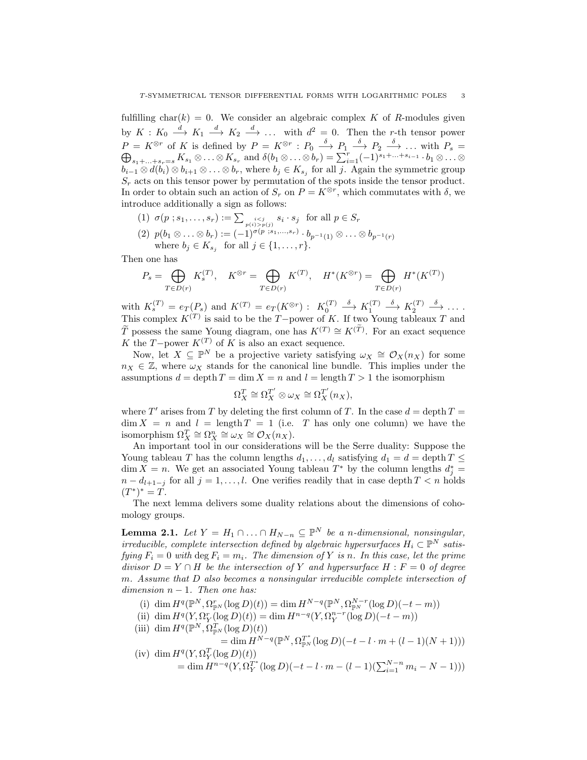fulfilling $\mathrm{char}(k) = 0$. We consider an algebraic complex $K$ of $R$-modules given by $K : K_0 \xrightarrow{d} K_1 \xrightarrow{d} K_2 \xrightarrow{d} \ldots$ with $d^2 = 0$. Then the $r$-th tensor power $P = K^{\otimes r}$ of $K$ is defined by $P = K^{\otimes r} : P_0 \xrightarrow{\delta} P_1 \xrightarrow{\delta} P_2 \xrightarrow{\delta} \ldots$ with $P_s = \bigoplus_{s_1+\ldots+s_r=s} K_{s_1} \otimes \ldots \otimes K_{s_r}$ and $\delta(b_1 \otimes \ldots \otimes b_r) = \sum_{i=1}^{r} (-1)^{s_1+\ldots+s_{i-1}} \cdot b_1 \otimes \ldots \otimes b_{i-1} \otimes d(b_i) \otimes b_{i+1} \otimes \ldots \otimes b_r$, where $b_j \in K_{s_j}$ for all $j$. Again the symmetric group $S_r$ acts on this tensor power by permutation of the spots inside the tensor product. In order to obtain such an action of $S_r$ on $P = K^{\otimes r}$, which commutates with $\delta$, we introduce additionally a sign as follows:

(1) $\sigma(p\,; s_1, \ldots, s_r) := \sum_{\substack{i<j \\ p(i)>p(j)}} s_i \cdot s_j$ for all $p \in S_r$

(2) $p(b_1 \otimes \ldots \otimes b_r) := (-1)^{\sigma(p\,;s_1,\ldots,s_r)} \cdot b_{p^{-1}(1)} \otimes \ldots \otimes b_{p^{-1}(r)}$
where $b_j \in K_{s_j}$ for all $j \in \{1, \ldots, r\}$.

Then one has

$$P_s = \bigoplus_{T \in D(r)} K_s^{(T)}, \quad K^{\otimes r} = \bigoplus_{T \in D(r)} K^{(T)}, \quad H^*(K^{\otimes r}) = \bigoplus_{T \in D(r)} H^*(K^{(T)})$$

with $K_s^{(T)} = e_T(P_s)$ and $K^{(T)} = e_T(K^{\otimes r}) : K_0^{(T)} \xrightarrow{\delta} K_1^{(T)} \xrightarrow{\delta} K_2^{(T)} \xrightarrow{\delta} \ldots$ . This complex $K^{(T)}$ is said to be the $T-$power of $K$. If two Young tableaux $T$ and $\widetilde{T}$ possess the same Young diagram, one has $K^{(T)} \cong K^{(\widetilde{T})}$. For an exact sequence $K$ the $T-$power $K^{(T)}$ of $K$ is also an exact sequence.

Now, let $X \subseteq \mathbb{P}^N$ be a projective variety satisfying $\omega_X \cong \mathcal{O}_X(n_X)$ for some $n_X \in \mathbb{Z}$, where $\omega_X$ stands for the canonical line bundle. This implies under the assumptions $d = \operatorname{depth} T = \dim X = n$ and $l = \operatorname{length} T > 1$ the isomorphism

$$\Omega_X^T \cong \Omega_X^{T'} \otimes \omega_X \cong \Omega_X^{T'}(n_X),$$

where $T'$ arises from $T$ by deleting the first column of $T$. In the case $d = \operatorname{depth} T = \dim X = n$ and $l = \operatorname{length} T = 1$ (i.e. $T$ has only one column) we have the isomorphism $\Omega_X^T \cong \Omega_X^n \cong \omega_X \cong \mathcal{O}_X(n_X)$.

An important tool in our considerations will be the Serre duality: Suppose the Young tableau $T$ has the column lengths $d_1, \ldots, d_l$ satisfying $d_1 = d = \operatorname{depth} T \leq \dim X = n$. We get an associated Young tableau $T^*$ by the column lengths $d_j^* = n - d_{l+1-j}$ for all $j = 1, \ldots, l$. One verifies readily that in case $\operatorname{depth} T < n$ holds $(T^*)^* = T$.

The next lemma delivers some duality relations about the dimensions of cohomology groups.

**Lemma 2.1.** *Let $Y = H_1 \cap \ldots \cap H_{N-n} \subseteq \mathbb{P}^N$ be a $n$-dimensional, nonsingular, irreducible, complete intersection defined by algebraic hypersurfaces $H_i \subset \mathbb{P}^N$ satisfying $F_i = 0$ with $\deg F_i = m_i$. The dimension of $Y$ is $n$. In this case, let the prime divisor $D = Y \cap H$ be the intersection of $Y$ and hypersurface $H : F = 0$ of degree $m$. Assume that $D$ also becomes a nonsingular irreducible complete intersection of dimension $n-1$. Then one has:*

(i) $\dim H^q(\mathbb{P}^N, \Omega^r_{\mathbb{P}^N}(\log D)(t)) = \dim H^{N-q}(\mathbb{P}^N, \Omega^{N-r}_{\mathbb{P}^N}(\log D)(-t-m))$

(ii) $\dim H^q(Y, \Omega^r_Y(\log D)(t)) = \dim H^{n-q}(Y, \Omega^{n-r}_Y(\log D)(-t-m))$

(iii) $\dim H^q(\mathbb{P}^N, \Omega^T_{\mathbb{P}^N}(\log D)(t))$
$= \dim H^{N-q}(\mathbb{P}^N, \Omega^{T^*}_{\mathbb{P}^N}(\log D)(-t - l \cdot m + (l-1)(N+1)))$

(iv) $\dim H^q(Y, \Omega^T_Y(\log D)(t))$
$= \dim H^{n-q}(Y, \Omega^{T^*}_Y(\log D)(-t - l \cdot m - (l-1)(\sum_{i=1}^{N-n} m_i - N - 1)))$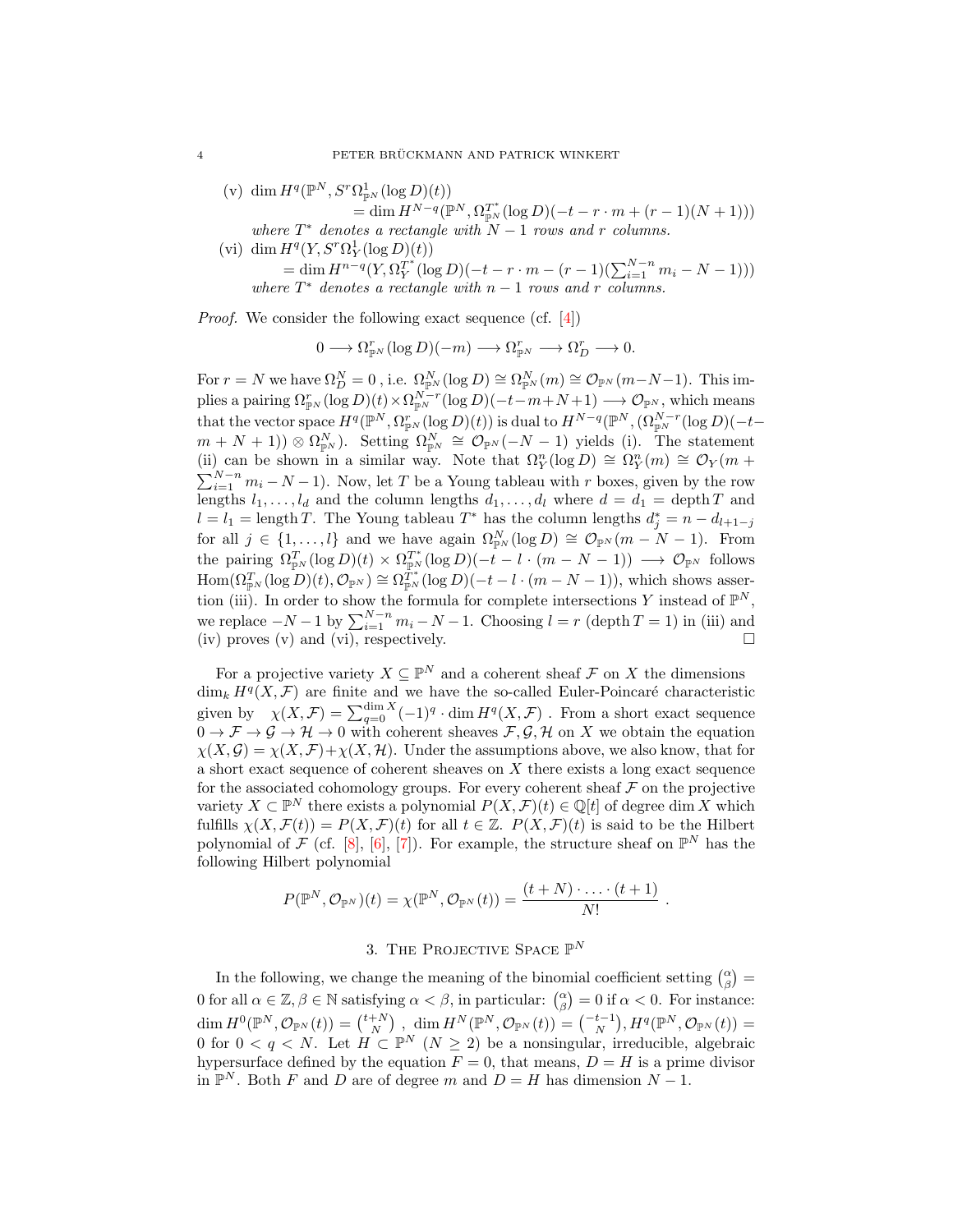(v) $\dim H^q(\mathbb{P}^N, S^r\Omega^1_{\mathbb{P}^N}(\log D)(t))$
$= \dim H^{N-q}(\mathbb{P}^N, \Omega^{T^*}_{\mathbb{P}^N}(\log D)(-t-r\cdot m+(r-1)(N+1)))$
*where* $T^*$ *denotes a rectangle with* $N-1$ *rows and* $r$ *columns.*

(vi) $\dim H^q(Y, S^r\Omega^1_Y(\log D)(t))$
$= \dim H^{n-q}(Y, \Omega^{T^*}_Y(\log D)(-t-r\cdot m-(r-1)(\sum_{i=1}^{N-n} m_i - N-1)))$
*where* $T^*$ *denotes a rectangle with* $n-1$ *rows and* $r$ *columns.*

*Proof.* We consider the following exact sequence (cf. [4])

$$0 \longrightarrow \Omega^r_{\mathbb{P}^N}(\log D)(-m) \longrightarrow \Omega^r_{\mathbb{P}^N} \longrightarrow \Omega^r_D \longrightarrow 0.$$

For $r=N$ we have $\Omega^N_D = 0$ , i.e. $\Omega^N_{\mathbb{P}^N}(\log D) \cong \Omega^N_{\mathbb{P}^N}(m) \cong \mathcal{O}_{\mathbb{P}^N}(m-N-1)$. This implies a pairing $\Omega^r_{\mathbb{P}^N}(\log D)(t) \times \Omega^{N-r}_{\mathbb{P}^N}(\log D)(-t-m+N+1) \longrightarrow \mathcal{O}_{\mathbb{P}^N}$, which means that the vector space $H^q(\mathbb{P}^N, \Omega^r_{\mathbb{P}^N}(\log D)(t))$ is dual to $H^{N-q}(\mathbb{P}^N, (\Omega^{N-r}_{\mathbb{P}^N}(\log D)(-t-m+N+1)) \otimes \Omega^N_{\mathbb{P}^N})$. Setting $\Omega^N_{\mathbb{P}^N} \cong \mathcal{O}_{\mathbb{P}^N}(-N-1)$ yields (i). The statement (ii) can be shown in a similar way. Note that $\Omega^n_Y(\log D) \cong \Omega^n_Y(m) \cong \mathcal{O}_Y(m+\sum_{i=1}^{N-n} m_i - N-1)$. Now, let $T$ be a Young tableau with $r$ boxes, given by the row lengths $l_1,\ldots,l_d$ and the column lengths $d_1,\ldots,d_l$ where $d=d_1=\operatorname{depth} T$ and $l=l_1=\operatorname{length} T$. The Young tableau $T^*$ has the column lengths $d^*_j = n-d_{l+1-j}$ for all $j \in \{1,\ldots,l\}$ and we have again $\Omega^N_{\mathbb{P}^N}(\log D) \cong \mathcal{O}_{\mathbb{P}^N}(m-N-1)$. From the pairing $\Omega^T_{\mathbb{P}^N}(\log D)(t) \times \Omega^{T^*}_{\mathbb{P}^N}(\log D)(-t-l\cdot(m-N-1)) \longrightarrow \mathcal{O}_{\mathbb{P}^N}$ follows $\operatorname{Hom}(\Omega^T_{\mathbb{P}^N}(\log D)(t), \mathcal{O}_{\mathbb{P}^N}) \cong \Omega^{T^*}_{\mathbb{P}^N}(\log D)(-t-l\cdot(m-N-1))$, which shows assertion (iii). In order to show the formula for complete intersections $Y$ instead of $\mathbb{P}^N$, we replace $-N-1$ by $\sum_{i=1}^{N-n} m_i - N-1$. Choosing $l=r$ ($\operatorname{depth} T = 1$) in (iii) and (iv) proves (v) and (vi), respectively. $\square$

For a projective variety $X \subseteq \mathbb{P}^N$ and a coherent sheaf $\mathcal{F}$ on $X$ the dimensions $\dim_k H^q(X,\mathcal{F})$ are finite and we have the so-called Euler-Poincaré characteristic given by $\chi(X,\mathcal{F}) = \sum_{q=0}^{\dim X}(-1)^q \cdot \dim H^q(X,\mathcal{F})$ . From a short exact sequence $0 \to \mathcal{F} \to \mathcal{G} \to \mathcal{H} \to 0$ with coherent sheaves $\mathcal{F},\mathcal{G},\mathcal{H}$ on $X$ we obtain the equation $\chi(X,\mathcal{G}) = \chi(X,\mathcal{F}) + \chi(X,\mathcal{H})$. Under the assumptions above, we also know, that for a short exact sequence of coherent sheaves on $X$ there exists a long exact sequence for the associated cohomology groups. For every coherent sheaf $\mathcal{F}$ on the projective variety $X \subset \mathbb{P}^N$ there exists a polynomial $P(X,\mathcal{F})(t) \in \mathbb{Q}[t]$ of degree $\dim X$ which fulfills $\chi(X,\mathcal{F}(t)) = P(X,\mathcal{F})(t)$ for all $t \in \mathbb{Z}$. $P(X,\mathcal{F})(t)$ is said to be the Hilbert polynomial of $\mathcal{F}$ (cf. [8], [6], [7]). For example, the structure sheaf on $\mathbb{P}^N$ has the following Hilbert polynomial

$$P(\mathbb{P}^N, \mathcal{O}_{\mathbb{P}^N})(t) = \chi(\mathbb{P}^N, \mathcal{O}_{\mathbb{P}^N}(t)) = \frac{(t+N)\cdot\ldots\cdot(t+1)}{N!}\ .$$

## 3. The Projective Space $\mathbb{P}^N$

In the following, we change the meaning of the binomial coefficient setting $\binom{\alpha}{\beta} = 0$ for all $\alpha \in \mathbb{Z}, \beta \in \mathbb{N}$ satisfying $\alpha < \beta$, in particular: $\binom{\alpha}{\beta} = 0$ if $\alpha < 0$. For instance: $\dim H^0(\mathbb{P}^N, \mathcal{O}_{\mathbb{P}^N}(t)) = \binom{t+N}{N}$ , $\dim H^N(\mathbb{P}^N, \mathcal{O}_{\mathbb{P}^N}(t)) = \binom{-t-1}{N}$, $H^q(\mathbb{P}^N, \mathcal{O}_{\mathbb{P}^N}(t)) = 0$ for $0 < q < N$. Let $H \subset \mathbb{P}^N$ ($N \geq 2$) be a nonsingular, irreducible, algebraic hypersurface defined by the equation $F = 0$, that means, $D = H$ is a prime divisor in $\mathbb{P}^N$. Both $F$ and $D$ are of degree $m$ and $D = H$ has dimension $N-1$.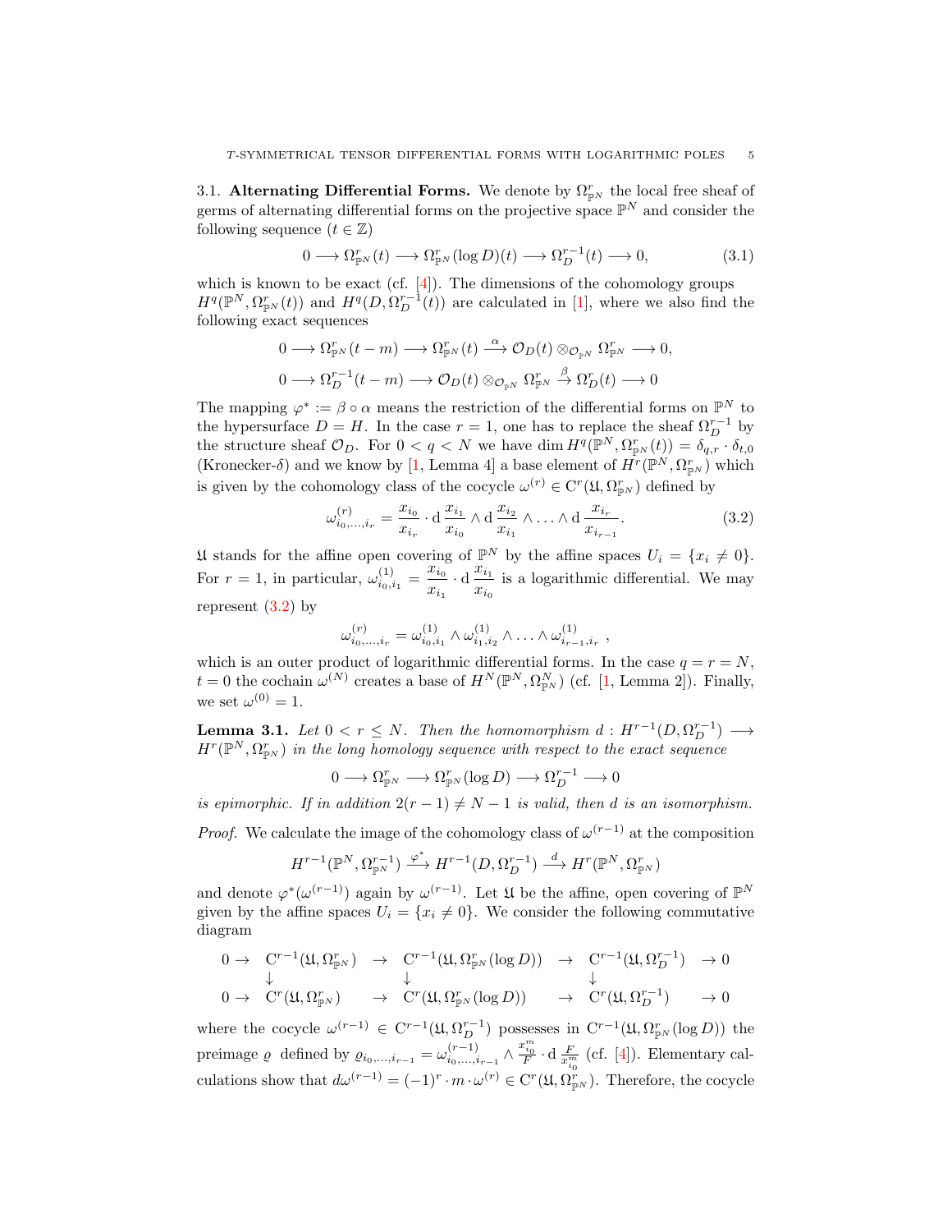### 3.1. Alternating Differential Forms.

We denote by $\Omega^r_{\mathbb{P}^N}$ the local free sheaf of germs of alternating differential forms on the projective space $\mathbb{P}^N$ and consider the following sequence ($t \in \mathbb{Z}$)

$$0 \longrightarrow \Omega^r_{\mathbb{P}^N}(t) \longrightarrow \Omega^r_{\mathbb{P}^N}(\log D)(t) \longrightarrow \Omega^{r-1}_D(t) \longrightarrow 0, \tag{3.1}$$

which is known to be exact (cf. [4]). The dimensions of the cohomology groups $H^q(\mathbb{P}^N, \Omega^r_{\mathbb{P}^N}(t))$ and $H^q(D, \Omega^{r-1}_D(t))$ are calculated in [1], where we also find the following exact sequences

$$0 \longrightarrow \Omega^r_{\mathbb{P}^N}(t-m) \longrightarrow \Omega^r_{\mathbb{P}^N}(t) \xrightarrow{\alpha} \mathcal{O}_D(t) \otimes_{\mathcal{O}_{\mathbb{P}^N}} \Omega^r_{\mathbb{P}^N} \longrightarrow 0,$$

$$0 \longrightarrow \Omega^{r-1}_D(t-m) \longrightarrow \mathcal{O}_D(t) \otimes_{\mathcal{O}_{\mathbb{P}^N}} \Omega^r_{\mathbb{P}^N} \xrightarrow{\beta} \Omega^r_D(t) \longrightarrow 0$$

The mapping $\varphi^* := \beta \circ \alpha$ means the restriction of the differential forms on $\mathbb{P}^N$ to the hypersurface $D = H$. In the case $r = 1$, one has to replace the sheaf $\Omega^{r-1}_D$ by the structure sheaf $\mathcal{O}_D$. For $0 < q < N$ we have $\dim H^q(\mathbb{P}^N, \Omega^r_{\mathbb{P}^N}(t)) = \delta_{q,r} \cdot \delta_{t,0}$ (Kronecker-$\delta$) and we know by [1, Lemma 4] a base element of $H^r(\mathbb{P}^N, \Omega^r_{\mathbb{P}^N})$ which is given by the cohomology class of the cocycle $\omega^{(r)} \in \mathrm{C}^r(\mathfrak{U}, \Omega^r_{\mathbb{P}^N})$ defined by

$$\omega^{(r)}_{i_0,\ldots,i_r} = \frac{x_{i_0}}{x_{i_r}} \cdot \mathrm{d}\,\frac{x_{i_1}}{x_{i_0}} \wedge \mathrm{d}\,\frac{x_{i_2}}{x_{i_1}} \wedge \ldots \wedge \mathrm{d}\,\frac{x_{i_r}}{x_{i_{r-1}}}. \tag{3.2}$$

$\mathfrak{U}$ stands for the affine open covering of $\mathbb{P}^N$ by the affine spaces $U_i = \{x_i \neq 0\}$. For $r = 1$, in particular, $\omega^{(1)}_{i_0,i_1} = \dfrac{x_{i_0}}{x_{i_1}} \cdot \mathrm{d}\,\dfrac{x_{i_1}}{x_{i_0}}$ is a logarithmic differential. We may represent (3.2) by

$$\omega^{(r)}_{i_0,\ldots,i_r} = \omega^{(1)}_{i_0,i_1} \wedge \omega^{(1)}_{i_1,i_2} \wedge \ldots \wedge \omega^{(1)}_{i_{r-1},i_r}\ ,$$

which is an outer product of logarithmic differential forms. In the case $q = r = N$, $t = 0$ the cochain $\omega^{(N)}$ creates a base of $H^N(\mathbb{P}^N, \Omega^N_{\mathbb{P}^N})$ (cf. [1, Lemma 2]). Finally, we set $\omega^{(0)} = 1$.

**Lemma 3.1.** *Let $0 < r \leq N$. Then the homomorphism $d : H^{r-1}(D, \Omega^{r-1}_D) \longrightarrow H^r(\mathbb{P}^N, \Omega^r_{\mathbb{P}^N})$ in the long homology sequence with respect to the exact sequence*

$$0 \longrightarrow \Omega^r_{\mathbb{P}^N} \longrightarrow \Omega^r_{\mathbb{P}^N}(\log D) \longrightarrow \Omega^{r-1}_D \longrightarrow 0$$

*is epimorphic. If in addition $2(r-1) \neq N-1$ is valid, then $d$ is an isomorphism.*

*Proof.* We calculate the image of the cohomology class of $\omega^{(r-1)}$ at the composition

$$H^{r-1}(\mathbb{P}^N, \Omega^{r-1}_{\mathbb{P}^N}) \xrightarrow{\varphi^*} H^{r-1}(D, \Omega^{r-1}_D) \xrightarrow{d} H^r(\mathbb{P}^N, \Omega^r_{\mathbb{P}^N})$$

and denote $\varphi^*(\omega^{(r-1)})$ again by $\omega^{(r-1)}$. Let $\mathfrak{U}$ be the affine, open covering of $\mathbb{P}^N$ given by the affine spaces $U_i = \{x_i \neq 0\}$. We consider the following commutative diagram

$$\begin{array}{ccccccccc}
0 \to & \mathrm{C}^{r-1}(\mathfrak{U}, \Omega^r_{\mathbb{P}^N}) & \to & \mathrm{C}^{r-1}(\mathfrak{U}, \Omega^r_{\mathbb{P}^N}(\log D)) & \to & \mathrm{C}^{r-1}(\mathfrak{U}, \Omega^{r-1}_D) & \to 0 \\
& \downarrow & & \downarrow & & \downarrow & \\
0 \to & \mathrm{C}^{r}(\mathfrak{U}, \Omega^r_{\mathbb{P}^N}) & \to & \mathrm{C}^{r}(\mathfrak{U}, \Omega^r_{\mathbb{P}^N}(\log D)) & \to & \mathrm{C}^{r}(\mathfrak{U}, \Omega^{r-1}_D) & \to 0
\end{array}$$

where the cocycle $\omega^{(r-1)} \in \mathrm{C}^{r-1}(\mathfrak{U}, \Omega^{r-1}_D)$ possesses in $\mathrm{C}^{r-1}(\mathfrak{U}, \Omega^r_{\mathbb{P}^N}(\log D))$ the preimage $\varrho$ defined by $\varrho_{i_0,\ldots,i_{r-1}} = \omega^{(r-1)}_{i_0,\ldots,i_{r-1}} \wedge \frac{x^m_{i_0}}{F} \cdot \mathrm{d}\,\frac{F}{x^m_{i_0}}$ (cf. [4]). Elementary calculations show that $d\omega^{(r-1)} = (-1)^r \cdot m \cdot \omega^{(r)} \in \mathrm{C}^r(\mathfrak{U}, \Omega^r_{\mathbb{P}^N})$. Therefore, the cocycle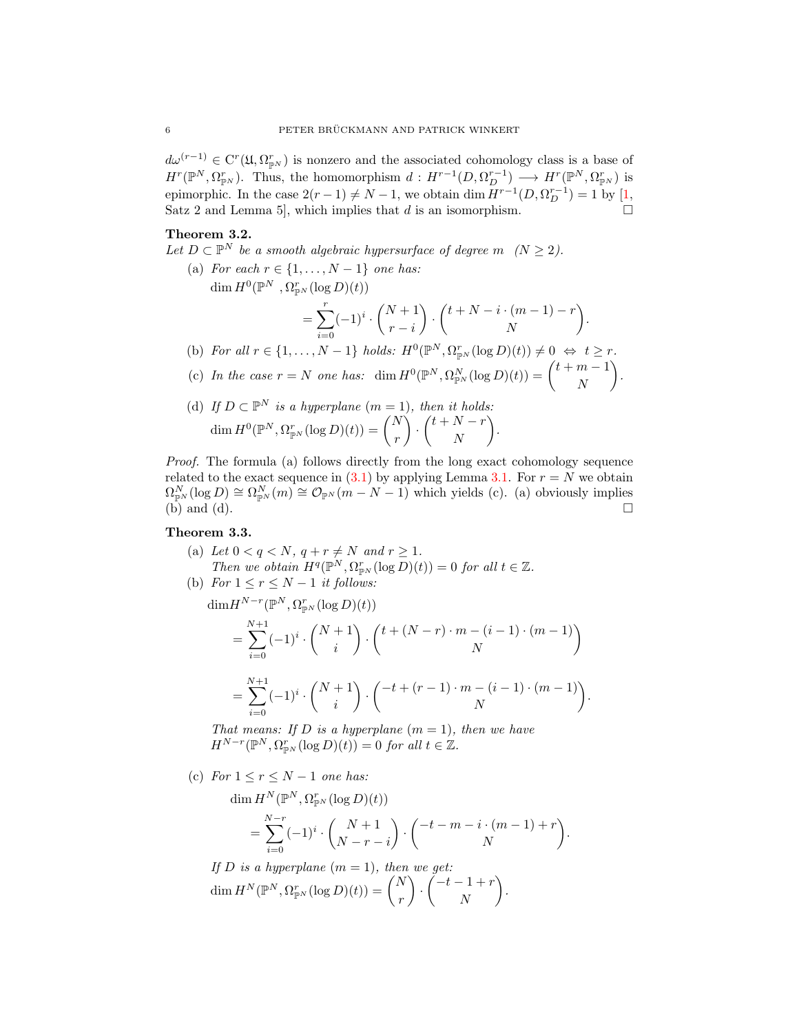$d\omega^{(r-1)} \in \mathrm{C}^r(\mathfrak{U}, \Omega^r_{\mathbb{P}^N})$ is nonzero and the associated cohomology class is a base of $H^r(\mathbb{P}^N, \Omega^r_{\mathbb{P}^N})$. Thus, the homomorphism $d : H^{r-1}(D, \Omega^{r-1}_D) \longrightarrow H^r(\mathbb{P}^N, \Omega^r_{\mathbb{P}^N})$ is epimorphic. In the case $2(r-1) \neq N-1$, we obtain $\dim H^{r-1}(D, \Omega^{r-1}_D) = 1$ by [1, Satz 2 and Lemma 5], which implies that $d$ is an isomorphism. $\square$

**Theorem 3.2.**
*Let $D \subset \mathbb{P}^N$ be a smooth algebraic hypersurface of degree $m$ $(N \geq 2)$.*

(a) *For each $r \in \{1, \dots, N-1\}$ one has:*

$$\dim H^0(\mathbb{P}^N, \Omega^r_{\mathbb{P}^N}(\log D)(t)) = \sum_{i=0}^{r} (-1)^i \cdot \binom{N+1}{r-i} \cdot \binom{t+N-i\cdot(m-1)-r}{N}.$$

(b) *For all $r \in \{1, \dots, N-1\}$ holds: $H^0(\mathbb{P}^N, \Omega^r_{\mathbb{P}^N}(\log D)(t)) \neq 0 \ \Leftrightarrow \ t \geq r$.*

(c) *In the case $r = N$ one has: $\dim H^0(\mathbb{P}^N, \Omega^N_{\mathbb{P}^N}(\log D)(t)) = \binom{t+m-1}{N}$.*

(d) *If $D \subset \mathbb{P}^N$ is a hyperplane $(m = 1)$, then it holds:*
$\dim H^0(\mathbb{P}^N, \Omega^r_{\mathbb{P}^N}(\log D)(t)) = \binom{N}{r} \cdot \binom{t+N-r}{N}$.

*Proof.* The formula (a) follows directly from the long exact cohomology sequence related to the exact sequence in (3.1) by applying Lemma 3.1. For $r = N$ we obtain $\Omega^N_{\mathbb{P}^N}(\log D) \cong \Omega^N_{\mathbb{P}^N}(m) \cong \mathcal{O}_{\mathbb{P}^N}(m-N-1)$ which yields (c). (a) obviously implies (b) and (d). $\square$

**Theorem 3.3.**

(a) *Let $0 < q < N$, $q + r \neq N$ and $r \geq 1$.*
*Then we obtain $H^q(\mathbb{P}^N, \Omega^r_{\mathbb{P}^N}(\log D)(t)) = 0$ for all $t \in \mathbb{Z}$.*

(b) *For $1 \leq r \leq N-1$ it follows:*

$$\begin{aligned}
&\dim H^{N-r}(\mathbb{P}^N, \Omega^r_{\mathbb{P}^N}(\log D)(t)) \\
&\quad = \sum_{i=0}^{N+1} (-1)^i \cdot \binom{N+1}{i} \cdot \binom{t+(N-r)\cdot m-(i-1)\cdot(m-1)}{N} \\
&\quad = \sum_{i=0}^{N+1} (-1)^i \cdot \binom{N+1}{i} \cdot \binom{-t+(r-1)\cdot m-(i-1)\cdot(m-1)}{N}.
\end{aligned}$$

*That means: If $D$ is a hyperplane $(m = 1)$, then we have*
$H^{N-r}(\mathbb{P}^N, \Omega^r_{\mathbb{P}^N}(\log D)(t)) = 0$ *for all $t \in \mathbb{Z}$.*

(c) *For $1 \leq r \leq N-1$ one has:*

$$\dim H^N(\mathbb{P}^N, \Omega^r_{\mathbb{P}^N}(\log D)(t)) = \sum_{i=0}^{N-r} (-1)^i \cdot \binom{N+1}{N-r-i} \cdot \binom{-t-m-i\cdot(m-1)+r}{N}.$$

*If $D$ is a hyperplane $(m = 1)$, then we get:*
$\dim H^N(\mathbb{P}^N, \Omega^r_{\mathbb{P}^N}(\log D)(t)) = \binom{N}{r} \cdot \binom{-t-1+r}{N}$.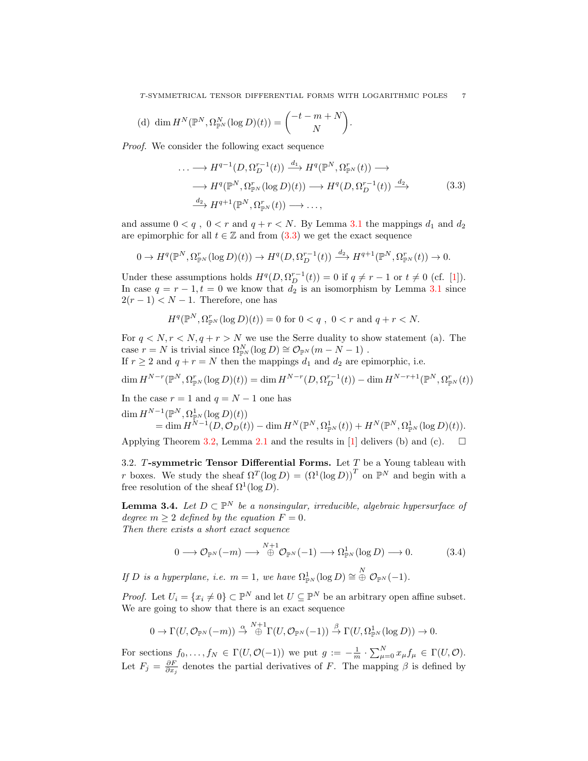(d) $\dim H^N(\mathbb{P}^N, \Omega^N_{\mathbb{P}^N}(\log D)(t)) = \binom{-t-m+N}{N}$.

*Proof.* We consider the following exact sequence

$$
\begin{aligned}
\ldots \longrightarrow H^{q-1}(D, \Omega^{r-1}_D(t)) &\xrightarrow{d_1} H^q(\mathbb{P}^N, \Omega^r_{\mathbb{P}^N}(t)) \longrightarrow \\
\longrightarrow H^q(\mathbb{P}^N, \Omega^r_{\mathbb{P}^N}(\log D)(t)) &\longrightarrow H^q(D, \Omega^{r-1}_D(t)) \xrightarrow{d_2} \\
\xrightarrow{d_2} H^{q+1}(\mathbb{P}^N, \Omega^r_{\mathbb{P}^N}(t)) &\longrightarrow \ldots,
\end{aligned}
\tag{3.3}
$$

and assume $0 < q$ , $0 < r$ and $q + r < N$. By Lemma 3.1 the mappings $d_1$ and $d_2$ are epimorphic for all $t \in \mathbb{Z}$ and from (3.3) we get the exact sequence

$$0 \to H^q(\mathbb{P}^N, \Omega^r_{\mathbb{P}^N}(\log D)(t)) \to H^q(D, \Omega^{r-1}_D(t)) \xrightarrow{d_2} H^{q+1}(\mathbb{P}^N, \Omega^r_{\mathbb{P}^N}(t)) \to 0.$$

Under these assumptions holds $H^q(D, \Omega^{r-1}_D(t)) = 0$ if $q \neq r-1$ or $t \neq 0$ (cf. [1]). In case $q = r-1, t = 0$ we know that $d_2$ is an isomorphism by Lemma 3.1 since $2(r-1) < N-1$. Therefore, one has

$$H^q(\mathbb{P}^N, \Omega^r_{\mathbb{P}^N}(\log D)(t)) = 0 \text{ for } 0 < q \text{ , } 0 < r \text{ and } q + r < N.$$

For $q < N, r < N, q + r > N$ we use the Serre duality to show statement (a). The case $r = N$ is trivial since $\Omega^N_{\mathbb{P}^N}(\log D) \cong \mathcal{O}_{\mathbb{P}^N}(m - N - 1)$ .
If $r \geq 2$ and $q + r = N$ then the mappings $d_1$ and $d_2$ are epimorphic, i.e.

$$\dim H^{N-r}(\mathbb{P}^N, \Omega^r_{\mathbb{P}^N}(\log D)(t)) = \dim H^{N-r}(D, \Omega^{r-1}_D(t)) - \dim H^{N-r+1}(\mathbb{P}^N, \Omega^r_{\mathbb{P}^N}(t))$$

In the case $r = 1$ and $q = N - 1$ one has

$$
\begin{aligned}
&\dim H^{N-1}(\mathbb{P}^N, \Omega^1_{\mathbb{P}^N}(\log D)(t)) \\
&\quad = \dim H^{N-1}(D, \mathcal{O}_D(t)) - \dim H^N(\mathbb{P}^N, \Omega^1_{\mathbb{P}^N}(t)) + H^N(\mathbb{P}^N, \Omega^1_{\mathbb{P}^N}(\log D)(t)).
\end{aligned}
$$

Applying Theorem 3.2, Lemma 2.1 and the results in [1] delivers (b) and (c). $\square$

3.2. ***T*-symmetric Tensor Differential Forms.** Let $T$ be a Young tableau with $r$ boxes. We study the sheaf $\Omega^T(\log D) = (\Omega^1(\log D))^T$ on $\mathbb{P}^N$ and begin with a free resolution of the sheaf $\Omega^1(\log D)$.

**Lemma 3.4.** *Let $D \subset \mathbb{P}^N$ be a nonsingular, irreducible, algebraic hypersurface of degree $m \geq 2$ defined by the equation $F = 0$.*
*Then there exists a short exact sequence*

$$0 \longrightarrow \mathcal{O}_{\mathbb{P}^N}(-m) \longrightarrow \overset{N+1}{\oplus} \mathcal{O}_{\mathbb{P}^N}(-1) \longrightarrow \Omega^1_{\mathbb{P}^N}(\log D) \longrightarrow 0. \tag{3.4}$$

*If $D$ is a hyperplane, i.e. $m = 1$, we have $\Omega^1_{\mathbb{P}^N}(\log D) \cong \overset{N}{\oplus} \mathcal{O}_{\mathbb{P}^N}(-1)$.*

*Proof.* Let $U_i = \{x_i \neq 0\} \subset \mathbb{P}^N$ and let $U \subseteq \mathbb{P}^N$ be an arbitrary open affine subset. We are going to show that there is an exact sequence

$$0 \to \Gamma(U, \mathcal{O}_{\mathbb{P}^N}(-m)) \xrightarrow{\alpha} \overset{N+1}{\oplus} \Gamma(U, \mathcal{O}_{\mathbb{P}^N}(-1)) \xrightarrow{\beta} \Gamma(U, \Omega^1_{\mathbb{P}^N}(\log D)) \to 0.$$

For sections $f_0, \ldots, f_N \in \Gamma(U, \mathcal{O}(-1))$ we put $g := -\frac{1}{m} \cdot \sum_{\mu=0}^N x_\mu f_\mu \in \Gamma(U, \mathcal{O})$. Let $F_j = \frac{\partial F}{\partial x_j}$ denotes the partial derivatives of $F$. The mapping $\beta$ is defined by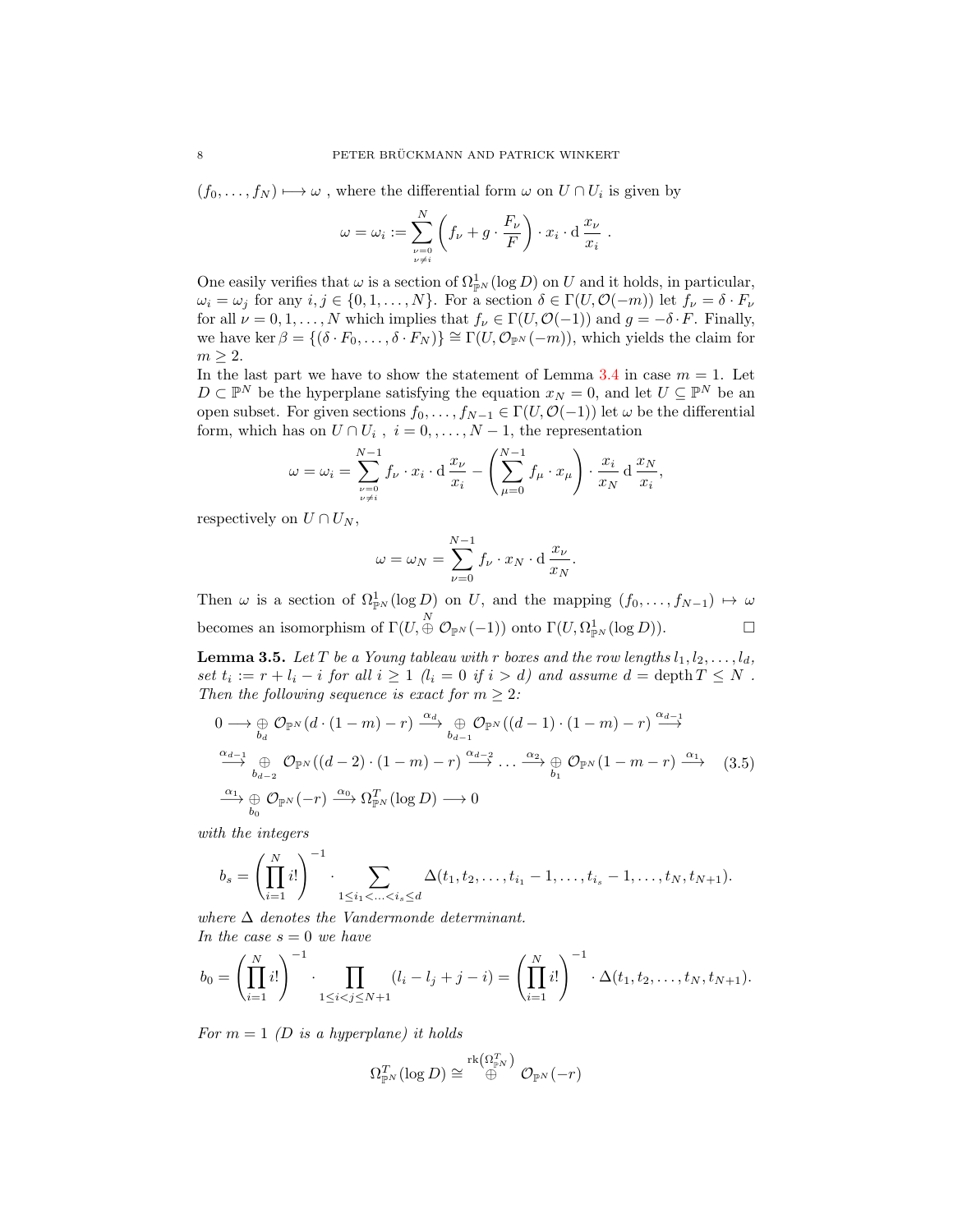$(f_0, \dots, f_N) \longmapsto \omega$ , where the differential form $\omega$ on $U \cap U_i$ is given by

$$\omega = \omega_i := \sum_{\substack{\nu=0 \\ \nu \neq i}}^{N} \left( f_\nu + g \cdot \frac{F_\nu}{F} \right) \cdot x_i \cdot \mathrm{d}\, \frac{x_\nu}{x_i} \ .$$

One easily verifies that $\omega$ is a section of $\Omega^1_{\mathbb{P}^N}(\log D)$ on $U$ and it holds, in particular, $\omega_i = \omega_j$ for any $i, j \in \{0, 1, \dots, N\}$. For a section $\delta \in \Gamma(U, \mathcal{O}(-m))$ let $f_\nu = \delta \cdot F_\nu$ for all $\nu = 0, 1, \dots, N$ which implies that $f_\nu \in \Gamma(U, \mathcal{O}(-1))$ and $g = -\delta \cdot F$. Finally, we have $\ker \beta = \{(\delta \cdot F_0, \dots, \delta \cdot F_N)\} \cong \Gamma(U, \mathcal{O}_{\mathbb{P}^N}(-m))$, which yields the claim for $m \geq 2$.

In the last part we have to show the statement of Lemma 3.4 in case $m = 1$. Let $D \subset \mathbb{P}^N$ be the hyperplane satisfying the equation $x_N = 0$, and let $U \subseteq \mathbb{P}^N$ be an open subset. For given sections $f_0, \dots, f_{N-1} \in \Gamma(U, \mathcal{O}(-1))$ let $\omega$ be the differential form, which has on $U \cap U_i$ , $i = 0, \dots, N-1$, the representation

$$\omega = \omega_i = \sum_{\substack{\nu=0 \\ \nu \neq i}}^{N-1} f_\nu \cdot x_i \cdot \mathrm{d}\, \frac{x_\nu}{x_i} - \left( \sum_{\mu=0}^{N-1} f_\mu \cdot x_\mu \right) \cdot \frac{x_i}{x_N}\, \mathrm{d}\, \frac{x_N}{x_i},$$

respectively on $U \cap U_N$,

$$\omega = \omega_N = \sum_{\nu=0}^{N-1} f_\nu \cdot x_N \cdot \mathrm{d}\, \frac{x_\nu}{x_N}.$$

Then $\omega$ is a section of $\Omega^1_{\mathbb{P}^N}(\log D)$ on $U$, and the mapping $(f_0, \dots, f_{N-1}) \mapsto \omega$ becomes an isomorphism of $\Gamma(U, \overset{N}{\oplus}\, \mathcal{O}_{\mathbb{P}^N}(-1))$ onto $\Gamma(U, \Omega^1_{\mathbb{P}^N}(\log D))$. $\square$

**Lemma 3.5.** *Let $T$ be a Young tableau with $r$ boxes and the row lengths $l_1, l_2, \dots, l_d$, set $t_i := r + l_i - i$ for all $i \geq 1$ ($l_i = 0$ if $i > d$) and assume $d = \operatorname{depth} T \leq N$ . Then the following sequence is exact for $m \geq 2$:*

$$\begin{aligned}
&0 \longrightarrow \underset{b_d}{\oplus}\, \mathcal{O}_{\mathbb{P}^N}(d \cdot (1-m) - r) \overset{\alpha_d}{\longrightarrow} \underset{b_{d-1}}{\oplus}\, \mathcal{O}_{\mathbb{P}^N}((d-1) \cdot (1-m) - r) \overset{\alpha_{d-1}}{\longrightarrow} \\
&\overset{\alpha_{d-1}}{\longrightarrow} \underset{b_{d-2}}{\oplus}\, \mathcal{O}_{\mathbb{P}^N}((d-2) \cdot (1-m) - r) \overset{\alpha_{d-2}}{\longrightarrow} \dots \overset{\alpha_2}{\longrightarrow} \underset{b_1}{\oplus}\, \mathcal{O}_{\mathbb{P}^N}(1 - m - r) \overset{\alpha_1}{\longrightarrow} \qquad (3.5) \\
&\overset{\alpha_1}{\longrightarrow} \underset{b_0}{\oplus}\, \mathcal{O}_{\mathbb{P}^N}(-r) \overset{\alpha_0}{\longrightarrow} \Omega^T_{\mathbb{P}^N}(\log D) \longrightarrow 0
\end{aligned}$$

*with the integers*

$$b_s = \left( \prod_{i=1}^{N} i! \right)^{-1} \cdot \sum_{1 \leq i_1 < \dots < i_s \leq d} \Delta(t_1, t_2, \dots, t_{i_1} - 1, \dots, t_{i_s} - 1, \dots, t_N, t_{N+1}).$$

*where $\Delta$ denotes the Vandermonde determinant.*
*In the case $s = 0$ we have*

$$b_0 = \left( \prod_{i=1}^{N} i! \right)^{-1} \cdot \prod_{1 \leq i < j \leq N+1} (l_i - l_j + j - i) = \left( \prod_{i=1}^{N} i! \right)^{-1} \cdot \Delta(t_1, t_2, \dots, t_N, t_{N+1}).$$

*For $m = 1$ ($D$ is a hyperplane) it holds*

$$\Omega^T_{\mathbb{P}^N}(\log D) \cong \overset{\operatorname{rk}\left(\Omega^T_{\mathbb{P}^N}\right)}{\oplus}\, \mathcal{O}_{\mathbb{P}^N}(-r)$$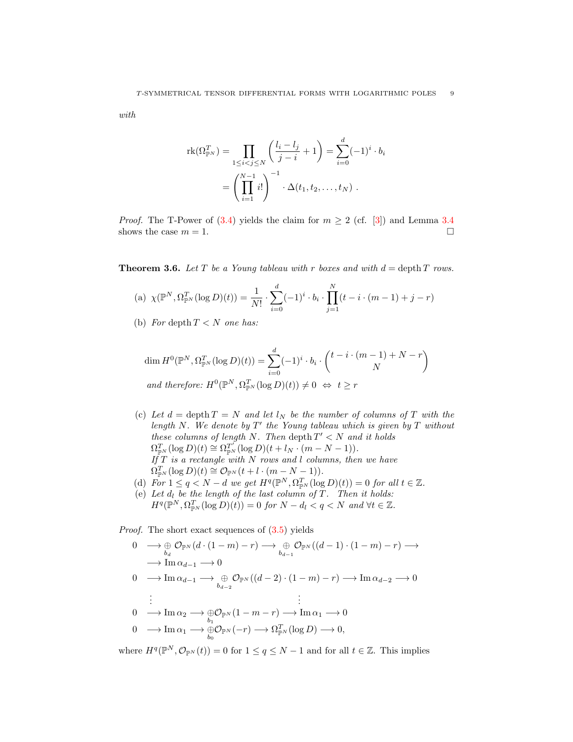*with*

$$\operatorname{rk}(\Omega^T_{\mathbb{P}^N}) = \prod_{1\le i<j\le N}\left(\frac{l_i - l_j}{j-i}+1\right) = \sum_{i=0}^{d}(-1)^i\cdot b_i$$
$$= \left(\prod_{i=1}^{N-1} i!\right)^{-1}\cdot \Delta(t_1,t_2,\ldots,t_N)\ .$$

*Proof.* The T-Power of (3.4) yields the claim for $m\ge 2$ (cf. [3]) and Lemma 3.4 shows the case $m=1$. □

**Theorem 3.6.** *Let $T$ be a Young tableau with $r$ boxes and with $d=\operatorname{depth} T$ rows.*

(a) $\chi(\mathbb{P}^N,\Omega^T_{\mathbb{P}^N}(\log D)(t)) = \dfrac{1}{N!}\cdot\displaystyle\sum_{i=0}^{d}(-1)^i\cdot b_i\cdot\prod_{j=1}^{N}(t-i\cdot(m-1)+j-r)$

(b) *For $\operatorname{depth} T<N$ one has:*

$$\dim H^0(\mathbb{P}^N,\Omega^T_{\mathbb{P}^N}(\log D)(t)) = \sum_{i=0}^{d}(-1)^i\cdot b_i\cdot\binom{t-i\cdot(m-1)+N-r}{N}$$

*and therefore:* $H^0(\mathbb{P}^N,\Omega^T_{\mathbb{P}^N}(\log D)(t))\neq 0 \ \Leftrightarrow\ t\ge r$

(c) *Let $d=\operatorname{depth} T=N$ and let $l_N$ be the number of columns of $T$ with the length $N$. We denote by $T'$ the Young tableau which is given by $T$ without these columns of length $N$. Then $\operatorname{depth} T'<N$ and it holds* $\Omega^T_{\mathbb{P}^N}(\log D)(t)\cong\Omega^{T'}_{\mathbb{P}^N}(\log D)(t+l_N\cdot(m-N-1))$.
*If $T$ is a rectangle with $N$ rows and $l$ columns, then we have* $\Omega^T_{\mathbb{P}^N}(\log D)(t)\cong\mathcal{O}_{\mathbb{P}^N}(t+l\cdot(m-N-1))$.

(d) *For $1\le q<N-d$ we get $H^q(\mathbb{P}^N,\Omega^T_{\mathbb{P}^N}(\log D)(t))=0$ for all $t\in\mathbb{Z}$.*

(e) *Let $d_l$ be the length of the last column of $T$. Then it holds:* $H^q(\mathbb{P}^N,\Omega^T_{\mathbb{P}^N}(\log D)(t))=0$ *for $N-d_l<q<N$ and $\forall t\in\mathbb{Z}$.*

*Proof.* The short exact sequences of (3.5) yields

$$0\longrightarrow \bigoplus_{b_d}\mathcal{O}_{\mathbb{P}^N}(d\cdot(1-m)-r)\longrightarrow\bigoplus_{b_{d-1}}\mathcal{O}_{\mathbb{P}^N}((d-1)\cdot(1-m)-r)\longrightarrow$$
$$\longrightarrow \operatorname{Im}\alpha_{d-1}\longrightarrow 0$$
$$0\longrightarrow\operatorname{Im}\alpha_{d-1}\longrightarrow\bigoplus_{b_{d-2}}\mathcal{O}_{\mathbb{P}^N}((d-2)\cdot(1-m)-r)\longrightarrow\operatorname{Im}\alpha_{d-2}\longrightarrow 0$$
$$\vdots\qquad\qquad\qquad\vdots$$
$$0\longrightarrow\operatorname{Im}\alpha_2\longrightarrow\bigoplus_{b_1}\mathcal{O}_{\mathbb{P}^N}(1-m-r)\longrightarrow\operatorname{Im}\alpha_1\longrightarrow 0$$
$$0\longrightarrow\operatorname{Im}\alpha_1\longrightarrow\bigoplus_{b_0}\mathcal{O}_{\mathbb{P}^N}(-r)\longrightarrow\Omega^T_{\mathbb{P}^N}(\log D)\longrightarrow 0,$$

where $H^q(\mathbb{P}^N,\mathcal{O}_{\mathbb{P}^N}(t))=0$ for $1\le q\le N-1$ and for all $t\in\mathbb{Z}$. This implies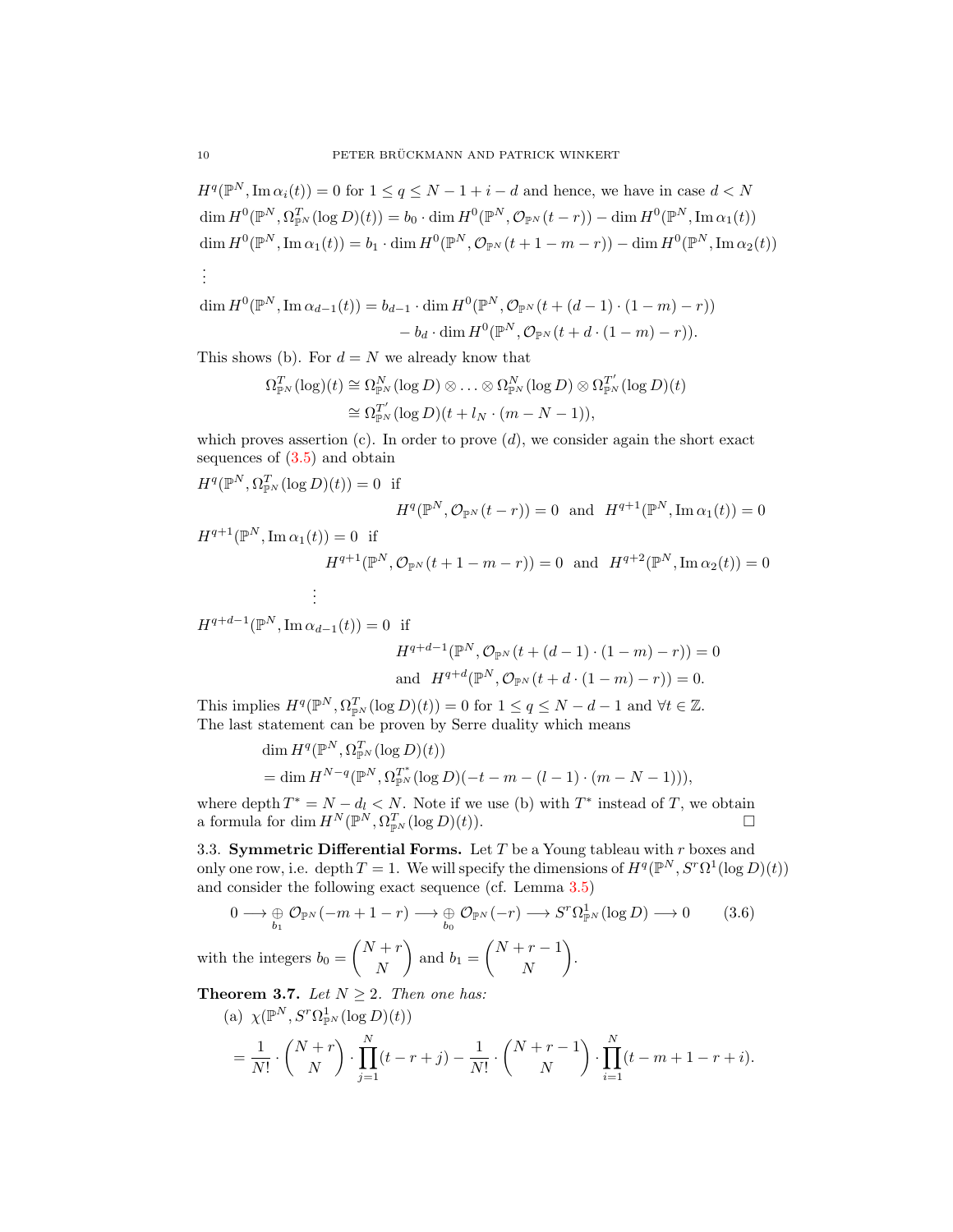$H^q(\mathbb{P}^N, \operatorname{Im}\alpha_i(t)) = 0$ for $1 \le q \le N-1+i-d$ and hence, we have in case $d < N$

$$\dim H^0(\mathbb{P}^N, \Omega^T_{\mathbb{P}^N}(\log D)(t)) = b_0 \cdot \dim H^0(\mathbb{P}^N, \mathcal{O}_{\mathbb{P}^N}(t-r)) - \dim H^0(\mathbb{P}^N, \operatorname{Im}\alpha_1(t))$$

$$\dim H^0(\mathbb{P}^N, \operatorname{Im}\alpha_1(t)) = b_1 \cdot \dim H^0(\mathbb{P}^N, \mathcal{O}_{\mathbb{P}^N}(t+1-m-r)) - \dim H^0(\mathbb{P}^N, \operatorname{Im}\alpha_2(t))$$

$$\vdots$$

$$\begin{aligned}\dim H^0(\mathbb{P}^N, \operatorname{Im}\alpha_{d-1}(t)) = b_{d-1} &\cdot \dim H^0(\mathbb{P}^N, \mathcal{O}_{\mathbb{P}^N}(t+(d-1)\cdot(1-m)-r)) \\ &- b_d \cdot \dim H^0(\mathbb{P}^N, \mathcal{O}_{\mathbb{P}^N}(t+d\cdot(1-m)-r)).\end{aligned}$$

This shows (b). For $d = N$ we already know that

$$\begin{aligned}\Omega^T_{\mathbb{P}^N}(\log)(t) &\cong \Omega^N_{\mathbb{P}^N}(\log D) \otimes \ldots \otimes \Omega^N_{\mathbb{P}^N}(\log D) \otimes \Omega^{T'}_{\mathbb{P}^N}(\log D)(t) \\ &\cong \Omega^{T'}_{\mathbb{P}^N}(\log D)(t + l_N \cdot (m-N-1)),\end{aligned}$$

which proves assertion (c). In order to prove (d), we consider again the short exact sequences of (3.5) and obtain

$H^q(\mathbb{P}^N, \Omega^T_{\mathbb{P}^N}(\log D)(t)) = 0$ if

$$H^q(\mathbb{P}^N, \mathcal{O}_{\mathbb{P}^N}(t-r)) = 0 \text{ and } H^{q+1}(\mathbb{P}^N, \operatorname{Im}\alpha_1(t)) = 0$$

$H^{q+1}(\mathbb{P}^N, \operatorname{Im}\alpha_1(t)) = 0$ if

$$H^{q+1}(\mathbb{P}^N, \mathcal{O}_{\mathbb{P}^N}(t+1-m-r)) = 0 \text{ and } H^{q+2}(\mathbb{P}^N, \operatorname{Im}\alpha_2(t)) = 0$$

$$\vdots$$

$H^{q+d-1}(\mathbb{P}^N, \operatorname{Im}\alpha_{d-1}(t)) = 0$ if

$$H^{q+d-1}(\mathbb{P}^N, \mathcal{O}_{\mathbb{P}^N}(t+(d-1)\cdot(1-m)-r)) = 0$$
$$\text{and } H^{q+d}(\mathbb{P}^N, \mathcal{O}_{\mathbb{P}^N}(t+d\cdot(1-m)-r)) = 0.$$

This implies $H^q(\mathbb{P}^N, \Omega^T_{\mathbb{P}^N}(\log D)(t)) = 0$ for $1 \le q \le N-d-1$ and $\forall t \in \mathbb{Z}$. The last statement can be proven by Serre duality which means

$$\begin{aligned}&\dim H^q(\mathbb{P}^N, \Omega^T_{\mathbb{P}^N}(\log D)(t)) \\ &= \dim H^{N-q}(\mathbb{P}^N, \Omega^{T^*}_{\mathbb{P}^N}(\log D)(-t-m-(l-1)\cdot(m-N-1))),\end{aligned}$$

where depth $T^* = N - d_l < N$. Note if we use (b) with $T^*$ instead of $T$, we obtain a formula for $\dim H^N(\mathbb{P}^N, \Omega^T_{\mathbb{P}^N}(\log D)(t))$. □

### 3.3. Symmetric Differential Forms.

Let $T$ be a Young tableau with $r$ boxes and only one row, i.e. depth $T = 1$. We will specify the dimensions of $H^q(\mathbb{P}^N, S^r\Omega^1(\log D)(t))$ and consider the following exact sequence (cf. Lemma 3.5)

$$0 \longrightarrow \underset{b_1}{\oplus}\, \mathcal{O}_{\mathbb{P}^N}(-m+1-r) \longrightarrow \underset{b_0}{\oplus}\, \mathcal{O}_{\mathbb{P}^N}(-r) \longrightarrow S^r\Omega^1_{\mathbb{P}^N}(\log D) \longrightarrow 0 \qquad (3.6)$$

with the integers $b_0 = \binom{N+r}{N}$ and $b_1 = \binom{N+r-1}{N}$.

**Theorem 3.7.** *Let $N \ge 2$. Then one has:*

(a) $\chi(\mathbb{P}^N, S^r\Omega^1_{\mathbb{P}^N}(\log D)(t))$

$$= \frac{1}{N!} \cdot \binom{N+r}{N} \cdot \prod_{j=1}^{N}(t-r+j) - \frac{1}{N!} \cdot \binom{N+r-1}{N} \cdot \prod_{i=1}^{N}(t-m+1-r+i).$$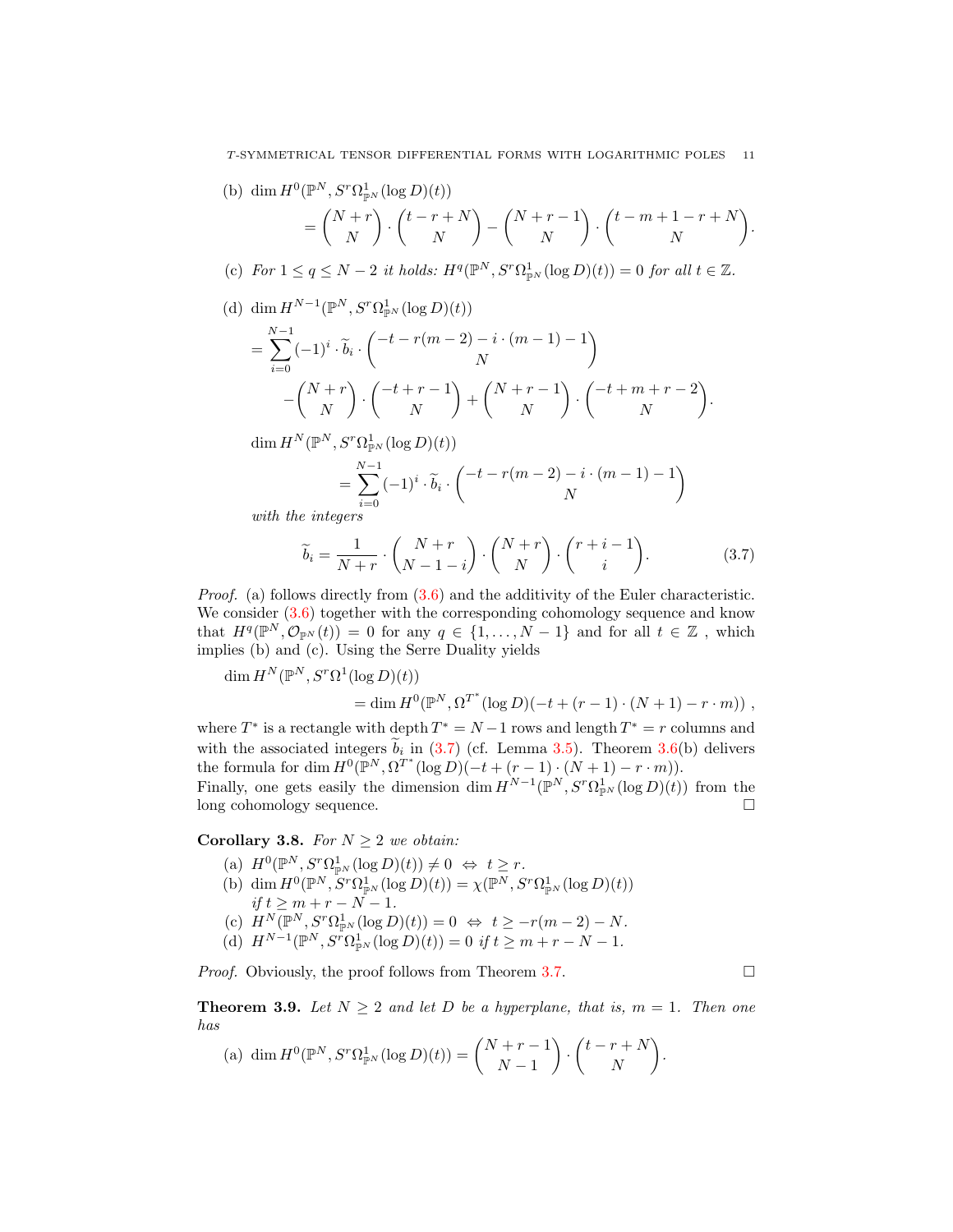(b) $\dim H^0(\mathbb{P}^N, S^r\Omega^1_{\mathbb{P}^N}(\log D)(t))$

$$= \binom{N+r}{N} \cdot \binom{t-r+N}{N} - \binom{N+r-1}{N} \cdot \binom{t-m+1-r+N}{N}.$$

(c) *For $1 \leq q \leq N-2$ it holds: $H^q(\mathbb{P}^N, S^r\Omega^1_{\mathbb{P}^N}(\log D)(t)) = 0$ for all $t \in \mathbb{Z}$.*

(d) $\dim H^{N-1}(\mathbb{P}^N, S^r\Omega^1_{\mathbb{P}^N}(\log D)(t))$

$$= \sum_{i=0}^{N-1} (-1)^i \cdot \widetilde{b}_i \cdot \binom{-t-r(m-2)-i\cdot(m-1)-1}{N}$$
$$-\binom{N+r}{N} \cdot \binom{-t+r-1}{N} + \binom{N+r-1}{N} \cdot \binom{-t+m+r-2}{N}.$$

$\dim H^N(\mathbb{P}^N, S^r\Omega^1_{\mathbb{P}^N}(\log D)(t))$

$$= \sum_{i=0}^{N-1} (-1)^i \cdot \widetilde{b}_i \cdot \binom{-t-r(m-2)-i\cdot(m-1)-1}{N}$$

*with the integers*

$$\widetilde{b}_i = \frac{1}{N+r} \cdot \binom{N+r}{N-1-i} \cdot \binom{N+r}{N} \cdot \binom{r+i-1}{i}. \tag{3.7}$$

*Proof.* (a) follows directly from (3.6) and the additivity of the Euler characteristic. We consider (3.6) together with the corresponding cohomology sequence and know that $H^q(\mathbb{P}^N, \mathcal{O}_{\mathbb{P}^N}(t)) = 0$ for any $q \in \{1, \ldots, N-1\}$ and for all $t \in \mathbb{Z}$, which implies (b) and (c). Using the Serre Duality yields

$$\dim H^N(\mathbb{P}^N, S^r\Omega^1(\log D)(t))$$
$$= \dim H^0(\mathbb{P}^N, \Omega^{T^*}(\log D)(-t+(r-1)\cdot(N+1)-r\cdot m)),$$

where $T^*$ is a rectangle with depth $T^* = N-1$ rows and length $T^* = r$ columns and with the associated integers $\widetilde{b}_i$ in (3.7) (cf. Lemma 3.5). Theorem 3.6(b) delivers the formula for $\dim H^0(\mathbb{P}^N, \Omega^{T^*}(\log D)(-t+(r-1)\cdot(N+1)-r\cdot m))$.
Finally, one gets easily the dimension $\dim H^{N-1}(\mathbb{P}^N, S^r\Omega^1_{\mathbb{P}^N}(\log D)(t))$ from the long cohomology sequence. □

**Corollary 3.8.** *For $N \geq 2$ we obtain:*

(a) $H^0(\mathbb{P}^N, S^r\Omega^1_{\mathbb{P}^N}(\log D)(t)) \neq 0 \;\Leftrightarrow\; t \geq r$.
(b) $\dim H^0(\mathbb{P}^N, S^r\Omega^1_{\mathbb{P}^N}(\log D)(t)) = \chi(\mathbb{P}^N, S^r\Omega^1_{\mathbb{P}^N}(\log D)(t))$ *if $t \geq m+r-N-1$.*
(c) $H^N(\mathbb{P}^N, S^r\Omega^1_{\mathbb{P}^N}(\log D)(t)) = 0 \;\Leftrightarrow\; t \geq -r(m-2)-N$.
(d) $H^{N-1}(\mathbb{P}^N, S^r\Omega^1_{\mathbb{P}^N}(\log D)(t)) = 0$ *if $t \geq m+r-N-1$.*

*Proof.* Obviously, the proof follows from Theorem 3.7. □

**Theorem 3.9.** *Let $N \geq 2$ and let $D$ be a hyperplane, that is, $m = 1$. Then one has*

(a) $\dim H^0(\mathbb{P}^N, S^r\Omega^1_{\mathbb{P}^N}(\log D)(t)) = \binom{N+r-1}{N-1} \cdot \binom{t-r+N}{N}$.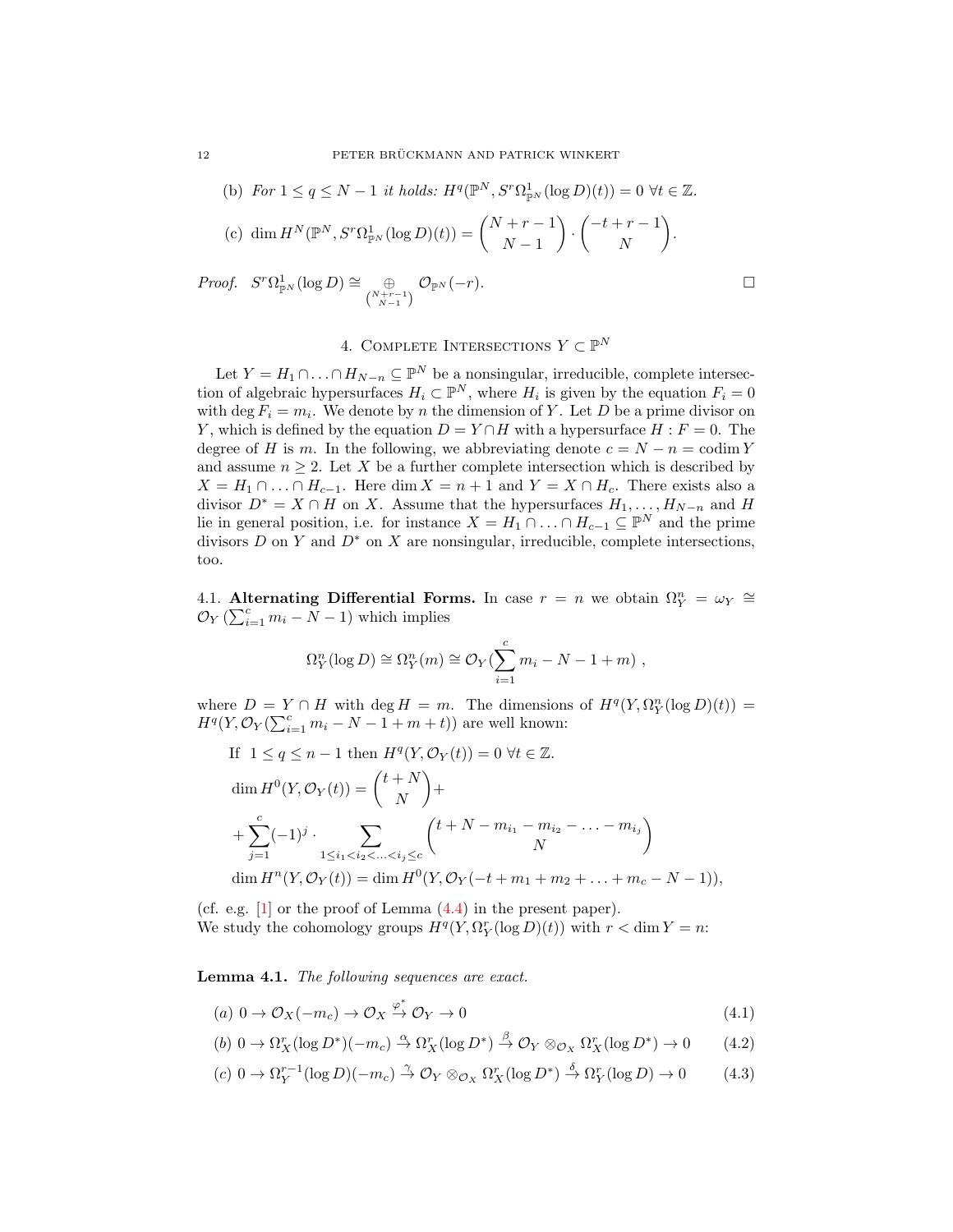(b) *For $1 \leq q \leq N-1$ it holds:* $H^q(\mathbb{P}^N, S^r\Omega^1_{\mathbb{P}^N}(\log D)(t)) = 0 \ \forall t \in \mathbb{Z}$.

(c) $\dim H^N(\mathbb{P}^N, S^r\Omega^1_{\mathbb{P}^N}(\log D)(t)) = \binom{N+r-1}{N-1} \cdot \binom{-t+r-1}{N}$.

*Proof.* $S^r\Omega^1_{\mathbb{P}^N}(\log D) \cong \underset{\binom{N+r-1}{N-1}}{\oplus} \mathcal{O}_{\mathbb{P}^N}(-r)$. □

## 4. Complete Intersections $Y \subset \mathbb{P}^N$

Let $Y = H_1 \cap \ldots \cap H_{N-n} \subseteq \mathbb{P}^N$ be a nonsingular, irreducible, complete intersection of algebraic hypersurfaces $H_i \subset \mathbb{P}^N$, where $H_i$ is given by the equation $F_i = 0$ with $\deg F_i = m_i$. We denote by $n$ the dimension of $Y$. Let $D$ be a prime divisor on $Y$, which is defined by the equation $D = Y \cap H$ with a hypersurface $H : F = 0$. The degree of $H$ is $m$. In the following, we abbreviating denote $c = N - n = \operatorname{codim} Y$ and assume $n \geq 2$. Let $X$ be a further complete intersection which is described by $X = H_1 \cap \ldots \cap H_{c-1}$. Here $\dim X = n+1$ and $Y = X \cap H_c$. There exists also a divisor $D^* = X \cap H$ on $X$. Assume that the hypersurfaces $H_1, \ldots, H_{N-n}$ and $H$ lie in general position, i.e. for instance $X = H_1 \cap \ldots \cap H_{c-1} \subseteq \mathbb{P}^N$ and the prime divisors $D$ on $Y$ and $D^*$ on $X$ are nonsingular, irreducible, complete intersections, too.

4.1. **Alternating Differential Forms.** In case $r = n$ we obtain $\Omega^n_Y = \omega_Y \cong \mathcal{O}_Y\left(\sum_{i=1}^c m_i - N - 1\right)$ which implies

$$\Omega^n_Y(\log D) \cong \Omega^n_Y(m) \cong \mathcal{O}_Y\Big(\sum_{i=1}^c m_i - N - 1 + m\Big) ,$$

where $D = Y \cap H$ with $\deg H = m$. The dimensions of $H^q(Y, \Omega^n_Y(\log D)(t)) = H^q(Y, \mathcal{O}_Y(\sum_{i=1}^c m_i - N - 1 + m + t))$ are well known:

If $1 \leq q \leq n-1$ then $H^q(Y, \mathcal{O}_Y(t)) = 0 \ \forall t \in \mathbb{Z}$.

$$\dim H^0(Y, \mathcal{O}_Y(t)) = \binom{t+N}{N} +$$
$$+ \sum_{j=1}^{c} (-1)^j \cdot \sum_{1 \leq i_1 < i_2 < \ldots < i_j \leq c} \binom{t+N-m_{i_1}-m_{i_2}-\ldots-m_{i_j}}{N}$$
$$\dim H^n(Y, \mathcal{O}_Y(t)) = \dim H^0(Y, \mathcal{O}_Y(-t + m_1 + m_2 + \ldots + m_c - N - 1)),$$

(cf. e.g. [1] or the proof of Lemma (4.4) in the present paper).
We study the cohomology groups $H^q(Y, \Omega^r_Y(\log D)(t))$ with $r < \dim Y = n$:

**Lemma 4.1.** *The following sequences are exact.*

$$(a)\ 0 \to \mathcal{O}_X(-m_c) \to \mathcal{O}_X \xrightarrow{\varphi^*} \mathcal{O}_Y \to 0 \tag{4.1}$$

$$(b)\ 0 \to \Omega^r_X(\log D^*)(-m_c) \xrightarrow{\alpha} \Omega^r_X(\log D^*) \xrightarrow{\beta} \mathcal{O}_Y \otimes_{\mathcal{O}_X} \Omega^r_X(\log D^*) \to 0 \tag{4.2}$$

$$(c)\ 0 \to \Omega^{r-1}_Y(\log D)(-m_c) \xrightarrow{\gamma} \mathcal{O}_Y \otimes_{\mathcal{O}_X} \Omega^r_X(\log D^*) \xrightarrow{\delta} \Omega^r_Y(\log D) \to 0 \tag{4.3}$$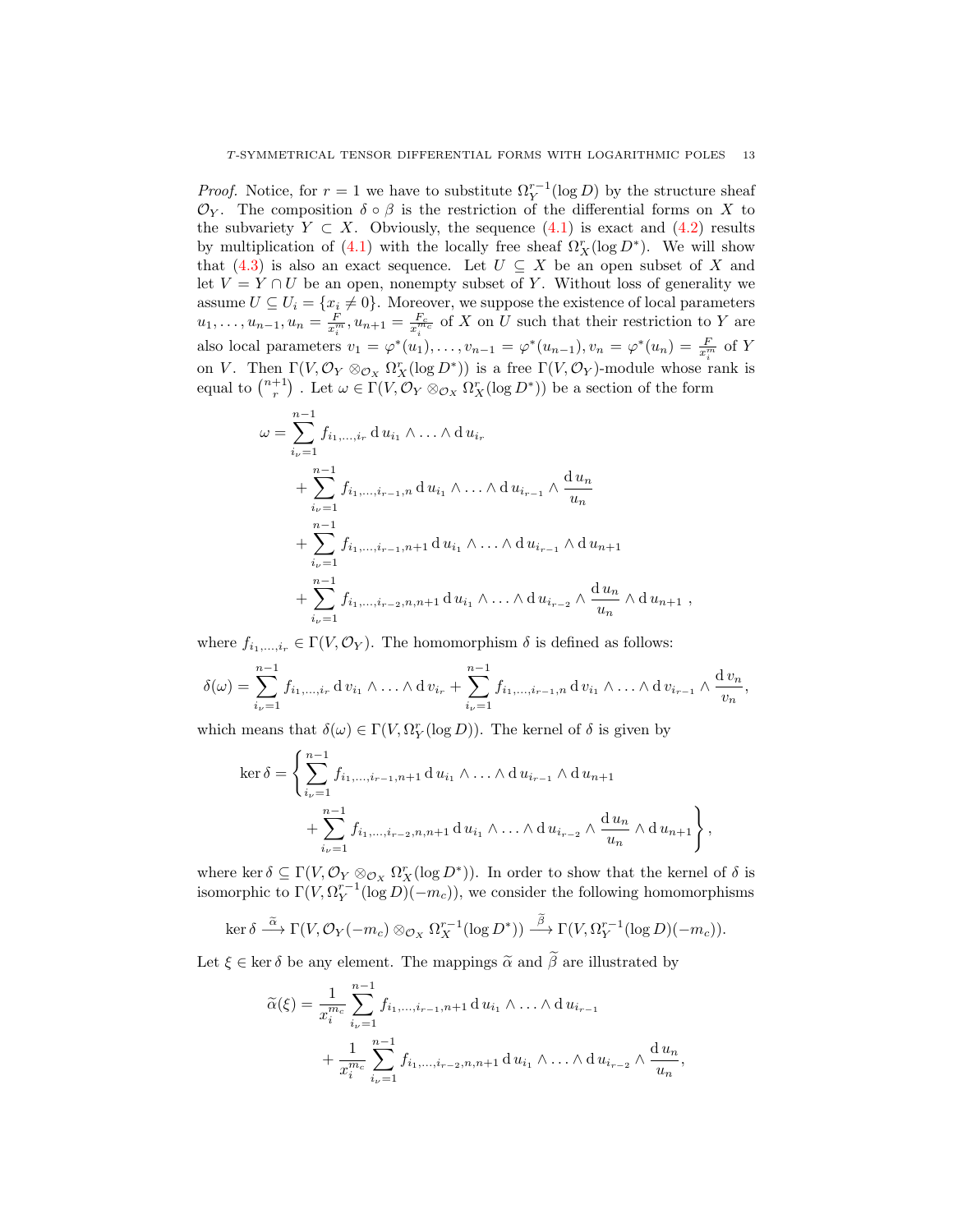*Proof.* Notice, for $r = 1$ we have to substitute $\Omega^{r-1}_Y(\log D)$ by the structure sheaf $\mathcal{O}_Y$. The composition $\delta \circ \beta$ is the restriction of the differential forms on $X$ to the subvariety $Y \subset X$. Obviously, the sequence (4.1) is exact and (4.2) results by multiplication of (4.1) with the locally free sheaf $\Omega^r_X(\log D^*)$. We will show that (4.3) is also an exact sequence. Let $U \subseteq X$ be an open subset of $X$ and let $V = Y \cap U$ be an open, nonempty subset of $Y$. Without loss of generality we assume $U \subseteq U_i = \{x_i \neq 0\}$. Moreover, we suppose the existence of local parameters $u_1, \ldots, u_{n-1}, u_n = \frac{F}{x_i^m}, u_{n+1} = \frac{F_c}{x_i^{m_c}}$ of $X$ on $U$ such that their restriction to $Y$ are also local parameters $v_1 = \varphi^*(u_1), \ldots, v_{n-1} = \varphi^*(u_{n-1}), v_n = \varphi^*(u_n) = \frac{F}{x_i^m}$ of $Y$ on $V$. Then $\Gamma(V, \mathcal{O}_Y \otimes_{\mathcal{O}_X} \Omega^r_X(\log D^*))$ is a free $\Gamma(V, \mathcal{O}_Y)$-module whose rank is equal to $\binom{n+1}{r}$ . Let $\omega \in \Gamma(V, \mathcal{O}_Y \otimes_{\mathcal{O}_X} \Omega^r_X(\log D^*))$ be a section of the form

$$
\begin{aligned}
\omega = &\sum_{i_\nu=1}^{n-1} f_{i_1,\ldots,i_r} \, \mathrm{d}\, u_{i_1} \wedge \ldots \wedge \mathrm{d}\, u_{i_r} \\
&+ \sum_{i_\nu=1}^{n-1} f_{i_1,\ldots,i_{r-1},n} \, \mathrm{d}\, u_{i_1} \wedge \ldots \wedge \mathrm{d}\, u_{i_{r-1}} \wedge \frac{\mathrm{d}\, u_n}{u_n} \\
&+ \sum_{i_\nu=1}^{n-1} f_{i_1,\ldots,i_{r-1},n+1} \, \mathrm{d}\, u_{i_1} \wedge \ldots \wedge \mathrm{d}\, u_{i_{r-1}} \wedge \mathrm{d}\, u_{n+1} \\
&+ \sum_{i_\nu=1}^{n-1} f_{i_1,\ldots,i_{r-2},n,n+1} \, \mathrm{d}\, u_{i_1} \wedge \ldots \wedge \mathrm{d}\, u_{i_{r-2}} \wedge \frac{\mathrm{d}\, u_n}{u_n} \wedge \mathrm{d}\, u_{n+1} \ ,
\end{aligned}
$$

where $f_{i_1,\ldots,i_r} \in \Gamma(V, \mathcal{O}_Y)$. The homomorphism $\delta$ is defined as follows:

$$
\delta(\omega) = \sum_{i_\nu=1}^{n-1} f_{i_1,\ldots,i_r} \, \mathrm{d}\, v_{i_1} \wedge \ldots \wedge \mathrm{d}\, v_{i_r} + \sum_{i_\nu=1}^{n-1} f_{i_1,\ldots,i_{r-1},n} \, \mathrm{d}\, v_{i_1} \wedge \ldots \wedge \mathrm{d}\, v_{i_{r-1}} \wedge \frac{\mathrm{d}\, v_n}{v_n},
$$

which means that $\delta(\omega) \in \Gamma(V, \Omega^r_Y(\log D))$. The kernel of $\delta$ is given by

$$
\begin{aligned}
\ker \delta = \Bigg\{ &\sum_{i_\nu=1}^{n-1} f_{i_1,\ldots,i_{r-1},n+1} \, \mathrm{d}\, u_{i_1} \wedge \ldots \wedge \mathrm{d}\, u_{i_{r-1}} \wedge \mathrm{d}\, u_{n+1} \\
&+ \sum_{i_\nu=1}^{n-1} f_{i_1,\ldots,i_{r-2},n,n+1} \, \mathrm{d}\, u_{i_1} \wedge \ldots \wedge \mathrm{d}\, u_{i_{r-2}} \wedge \frac{\mathrm{d}\, u_n}{u_n} \wedge \mathrm{d}\, u_{n+1} \Bigg\},
\end{aligned}
$$

where $\ker \delta \subseteq \Gamma(V, \mathcal{O}_Y \otimes_{\mathcal{O}_X} \Omega^r_X(\log D^*))$. In order to show that the kernel of $\delta$ is isomorphic to $\Gamma(V, \Omega^{r-1}_Y(\log D)(-m_c))$, we consider the following homomorphisms

$$
\ker \delta \xrightarrow{\widetilde{\alpha}} \Gamma(V, \mathcal{O}_Y(-m_c) \otimes_{\mathcal{O}_X} \Omega^{r-1}_X(\log D^*)) \xrightarrow{\widetilde{\beta}} \Gamma(V, \Omega^{r-1}_Y(\log D)(-m_c)).
$$

Let $\xi \in \ker \delta$ be any element. The mappings $\widetilde{\alpha}$ and $\widetilde{\beta}$ are illustrated by

$$
\begin{aligned}
\widetilde{\alpha}(\xi) = &\frac{1}{x_i^{m_c}} \sum_{i_\nu=1}^{n-1} f_{i_1,\ldots,i_{r-1},n+1} \, \mathrm{d}\, u_{i_1} \wedge \ldots \wedge \mathrm{d}\, u_{i_{r-1}} \\
&+ \frac{1}{x_i^{m_c}} \sum_{i_\nu=1}^{n-1} f_{i_1,\ldots,i_{r-2},n,n+1} \, \mathrm{d}\, u_{i_1} \wedge \ldots \wedge \mathrm{d}\, u_{i_{r-2}} \wedge \frac{\mathrm{d}\, u_n}{u_n},
\end{aligned}
$$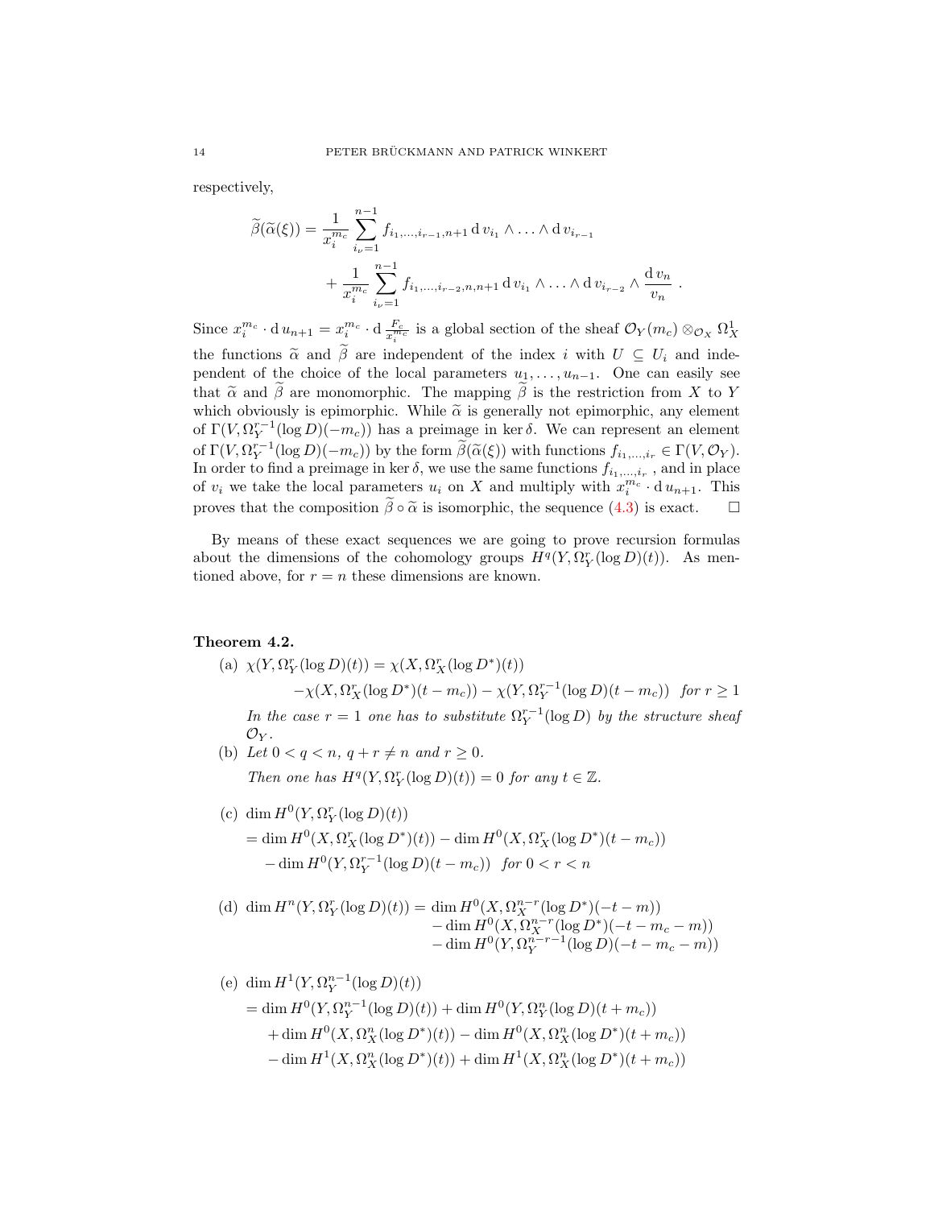respectively,

$$\widetilde{\beta}(\widetilde{\alpha}(\xi)) = \frac{1}{x_i^{m_c}} \sum_{i_\nu=1}^{n-1} f_{i_1,\ldots,i_{r-1},n+1} \,\mathrm{d}\, v_{i_1} \wedge \ldots \wedge \mathrm{d}\, v_{i_{r-1}}$$

$$+ \frac{1}{x_i^{m_c}} \sum_{i_\nu=1}^{n-1} f_{i_1,\ldots,i_{r-2},n,n+1} \,\mathrm{d}\, v_{i_1} \wedge \ldots \wedge \mathrm{d}\, v_{i_{r-2}} \wedge \frac{\mathrm{d}\, v_n}{v_n} \ .$$

Since $x_i^{m_c} \cdot \mathrm{d}\, u_{n+1} = x_i^{m_c} \cdot \mathrm{d}\, \frac{F_c}{x_i^{m_c}}$ is a global section of the sheaf $\mathcal{O}_Y(m_c) \otimes_{\mathcal{O}_X} \Omega_X^1$ the functions $\widetilde{\alpha}$ and $\widetilde{\beta}$ are independent of the index $i$ with $U \subseteq U_i$ and independent of the choice of the local parameters $u_1, \ldots, u_{n-1}$. One can easily see that $\widetilde{\alpha}$ and $\widetilde{\beta}$ are monomorphic. The mapping $\widetilde{\beta}$ is the restriction from $X$ to $Y$ which obviously is epimorphic. While $\widetilde{\alpha}$ is generally not epimorphic, any element of $\Gamma(V, \Omega_Y^{r-1}(\log D)(-m_c))$ has a preimage in $\ker \delta$. We can represent an element of $\Gamma(V, \Omega_Y^{r-1}(\log D)(-m_c))$ by the form $\widetilde{\beta}(\widetilde{\alpha}(\xi))$ with functions $f_{i_1,\ldots,i_r} \in \Gamma(V, \mathcal{O}_Y)$. In order to find a preimage in $\ker \delta$, we use the same functions $f_{i_1,\ldots,i_r}$ , and in place of $v_i$ we take the local parameters $u_i$ on $X$ and multiply with $x_i^{m_c} \cdot \mathrm{d}\, u_{n+1}$. This proves that the composition $\widetilde{\beta} \circ \widetilde{\alpha}$ is isomorphic, the sequence (4.3) is exact. $\square$

By means of these exact sequences we are going to prove recursion formulas about the dimensions of the cohomology groups $H^q(Y, \Omega_Y^r(\log D)(t))$. As mentioned above, for $r = n$ these dimensions are known.

**Theorem 4.2.**

(a) $\chi(Y, \Omega_Y^r(\log D)(t)) = \chi(X, \Omega_X^r(\log D^*)(t))$
$\quad -\chi(X, \Omega_X^r(\log D^*)(t - m_c)) - \chi(Y, \Omega_Y^{r-1}(\log D)(t - m_c))$ *for* $r \geq 1$

*In the case* $r = 1$ *one has to substitute* $\Omega_Y^{r-1}(\log D)$ *by the structure sheaf* $\mathcal{O}_Y$.

(b) *Let* $0 < q < n$, $q + r \neq n$ *and* $r \geq 0$.
*Then one has* $H^q(Y, \Omega_Y^r(\log D)(t)) = 0$ *for any* $t \in \mathbb{Z}$.

(c) $\dim H^0(Y, \Omega_Y^r(\log D)(t))$
$= \dim H^0(X, \Omega_X^r(\log D^*)(t)) - \dim H^0(X, \Omega_X^r(\log D^*)(t - m_c))$
$\quad - \dim H^0(Y, \Omega_Y^{r-1}(\log D)(t - m_c))$ *for* $0 < r < n$

(d) $\dim H^n(Y, \Omega_Y^r(\log D)(t)) = \dim H^0(X, \Omega_X^{n-r}(\log D^*)(-t - m))$
$\quad - \dim H^0(X, \Omega_X^{n-r}(\log D^*)(-t - m_c - m))$
$\quad - \dim H^0(Y, \Omega_Y^{n-r-1}(\log D)(-t - m_c - m))$

(e) $\dim H^1(Y, \Omega_Y^{n-1}(\log D)(t))$
$= \dim H^0(Y, \Omega_Y^{n-1}(\log D)(t)) + \dim H^0(Y, \Omega_Y^n(\log D)(t + m_c))$
$\quad + \dim H^0(X, \Omega_X^n(\log D^*)(t)) - \dim H^0(X, \Omega_X^n(\log D^*)(t + m_c))$
$\quad - \dim H^1(X, \Omega_X^n(\log D^*)(t)) + \dim H^1(X, \Omega_X^n(\log D^*)(t + m_c))$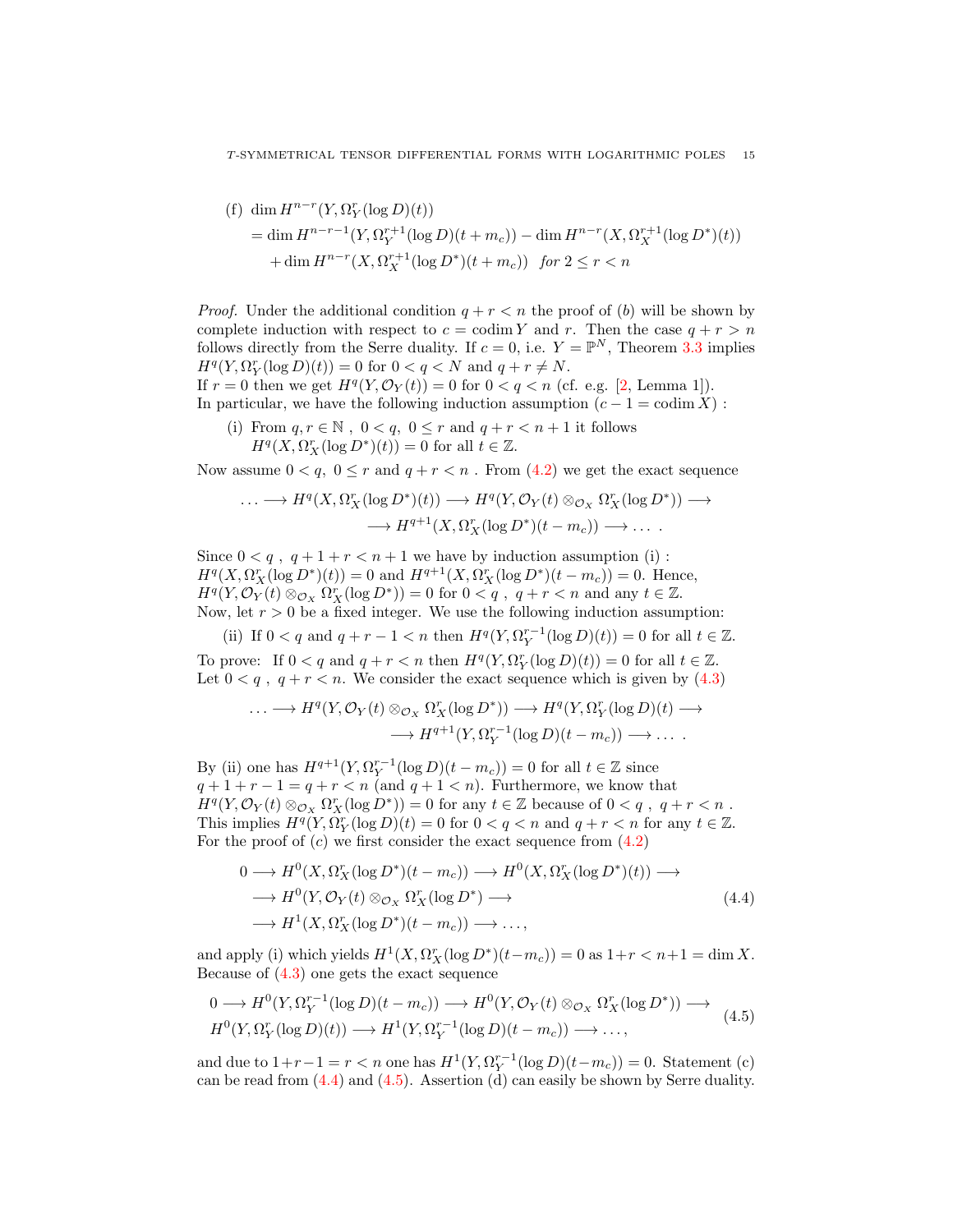(f) $\dim H^{n-r}(Y, \Omega_Y^r(\log D)(t))$
$= \dim H^{n-r-1}(Y, \Omega_Y^{r+1}(\log D)(t+m_c)) - \dim H^{n-r}(X, \Omega_X^{r+1}(\log D^*)(t))$
$+ \dim H^{n-r}(X, \Omega_X^{r+1}(\log D^*)(t+m_c))$ *for* $2 \leq r < n$

*Proof.* Under the additional condition $q+r<n$ the proof of $(b)$ will be shown by complete induction with respect to $c = \operatorname{codim} Y$ and $r$. Then the case $q+r>n$ follows directly from the Serre duality. If $c=0$, i.e. $Y = \mathbb{P}^N$, Theorem 3.3 implies $H^q(Y, \Omega_Y^r(\log D)(t)) = 0$ for $0<q<N$ and $q+r \neq N$.
If $r=0$ then we get $H^q(Y, \mathcal{O}_Y(t)) = 0$ for $0<q<n$ (cf. e.g. [2, Lemma 1]).
In particular, we have the following induction assumption ($c-1 = \operatorname{codim} X$) :

(i) From $q, r \in \mathbb{N}$ , $0<q$, $0 \leq r$ and $q+r<n+1$ it follows $H^q(X, \Omega_X^r(\log D^*)(t)) = 0$ for all $t \in \mathbb{Z}$.

Now assume $0<q$, $0 \leq r$ and $q+r<n$ . From (4.2) we get the exact sequence

$$\ldots \longrightarrow H^q(X, \Omega_X^r(\log D^*)(t)) \longrightarrow H^q(Y, \mathcal{O}_Y(t) \otimes_{\mathcal{O}_X} \Omega_X^r(\log D^*)) \longrightarrow$$
$$\longrightarrow H^{q+1}(X, \Omega_X^r(\log D^*)(t-m_c)) \longrightarrow \ldots \ .$$

Since $0<q$ , $q+1+r<n+1$ we have by induction assumption (i) :
$H^q(X, \Omega_X^r(\log D^*)(t)) = 0$ and $H^{q+1}(X, \Omega_X^r(\log D^*)(t-m_c)) = 0$. Hence, $H^q(Y, \mathcal{O}_Y(t) \otimes_{\mathcal{O}_X} \Omega_X^r(\log D^*)) = 0$ for $0<q$ , $q+r<n$ and any $t \in \mathbb{Z}$.
Now, let $r>0$ be a fixed integer. We use the following induction assumption:

(ii) If $0<q$ and $q+r-1<n$ then $H^q(Y, \Omega_Y^{r-1}(\log D)(t)) = 0$ for all $t \in \mathbb{Z}$.

To prove: If $0<q$ and $q+r<n$ then $H^q(Y, \Omega_Y^r(\log D)(t)) = 0$ for all $t \in \mathbb{Z}$.
Let $0<q$ , $q+r<n$. We consider the exact sequence which is given by (4.3)

$$\ldots \longrightarrow H^q(Y, \mathcal{O}_Y(t) \otimes_{\mathcal{O}_X} \Omega_X^r(\log D^*)) \longrightarrow H^q(Y, \Omega_Y^r(\log D)(t) \longrightarrow$$
$$\longrightarrow H^{q+1}(Y, \Omega_Y^{r-1}(\log D)(t-m_c)) \longrightarrow \ldots \ .$$

By (ii) one has $H^{q+1}(Y, \Omega_Y^{r-1}(\log D)(t-m_c)) = 0$ for all $t \in \mathbb{Z}$ since $q+1+r-1 = q+r<n$ (and $q+1<n$). Furthermore, we know that $H^q(Y, \mathcal{O}_Y(t) \otimes_{\mathcal{O}_X} \Omega_X^r(\log D^*)) = 0$ for any $t \in \mathbb{Z}$ because of $0<q$ , $q+r<n$ .
This implies $H^q(Y, \Omega_Y^r(\log D)(t) = 0$ for $0<q<n$ and $q+r<n$ for any $t \in \mathbb{Z}$.
For the proof of $(c)$ we first consider the exact sequence from (4.2)

$$\begin{aligned}
0 &\longrightarrow H^0(X, \Omega_X^r(\log D^*)(t-m_c)) \longrightarrow H^0(X, \Omega_X^r(\log D^*)(t)) \longrightarrow \\
&\longrightarrow H^0(Y, \mathcal{O}_Y(t) \otimes_{\mathcal{O}_X} \Omega_X^r(\log D^*) \longrightarrow \\
&\longrightarrow H^1(X, \Omega_X^r(\log D^*)(t-m_c)) \longrightarrow \ldots,
\end{aligned} \tag{4.4}$$

and apply (i) which yields $H^1(X, \Omega_X^r(\log D^*)(t-m_c)) = 0$ as $1+r<n+1 = \dim X$. Because of (4.3) one gets the exact sequence

$$\begin{aligned}
&0 \longrightarrow H^0(Y, \Omega_Y^{r-1}(\log D)(t-m_c)) \longrightarrow H^0(Y, \mathcal{O}_Y(t) \otimes_{\mathcal{O}_X} \Omega_X^r(\log D^*)) \longrightarrow \\
&H^0(Y, \Omega_Y^r(\log D)(t)) \longrightarrow H^1(Y, \Omega_Y^{r-1}(\log D)(t-m_c)) \longrightarrow \ldots,
\end{aligned} \tag{4.5}$$

and due to $1+r-1 = r<n$ one has $H^1(Y, \Omega_Y^{r-1}(\log D)(t-m_c)) = 0$. Statement (c) can be read from (4.4) and (4.5). Assertion (d) can easily be shown by Serre duality.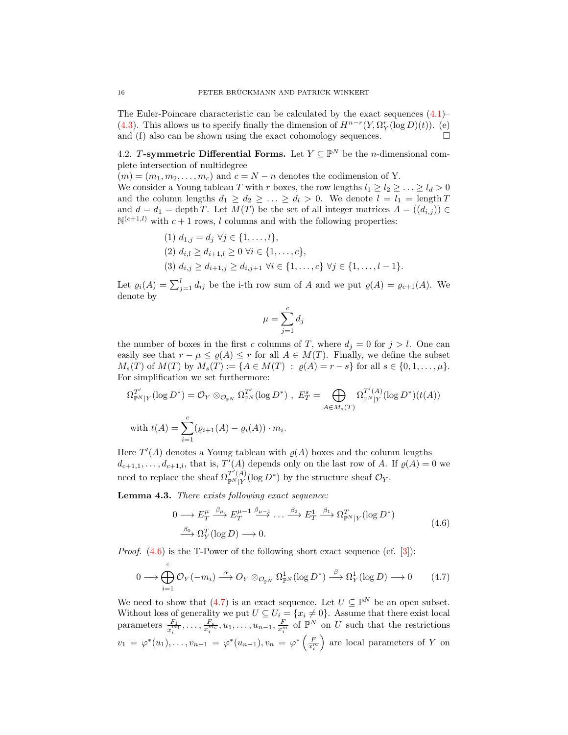The Euler-Poincare characteristic can be calculated by the exact sequences (4.1)–(4.3). This allows us to specify finally the dimension of $H^{n-r}(Y, \Omega^r_Y(\log D)(t))$. (e) and (f) also can be shown using the exact cohomology sequences. $\square$

### 4.2. *T*-symmetric Differential Forms.

Let $Y \subseteq \mathbb{P}^N$ be the $n$-dimensional complete intersection of multidegree
$(m) = (m_1, m_2, \ldots, m_c)$ and $c = N - n$ denotes the codimension of Y.
We consider a Young tableau $T$ with $r$ boxes, the row lengths $l_1 \geq l_2 \geq \ldots \geq l_d > 0$ and the column lengths $d_1 \geq d_2 \geq \ldots \geq d_l > 0$. We denote $l = l_1 = \operatorname{length} T$ and $d = d_1 = \operatorname{depth} T$. Let $M(T)$ be the set of all integer matrices $A = ((d_{i,j})) \in \mathbb{N}^{(c+1,l)}$ with $c+1$ rows, $l$ columns and with the following properties:

(1) $d_{1,j} = d_j \ \forall j \in \{1, \ldots, l\}$,
(2) $d_{i,l} \geq d_{i+1,l} \geq 0 \ \forall i \in \{1, \ldots, c\}$,
(3) $d_{i,j} \geq d_{i+1,j} \geq d_{i,j+1} \ \forall i \in \{1, \ldots, c\} \ \forall j \in \{1, \ldots, l-1\}$.

Let $\varrho_i(A) = \sum_{j=1}^{l} d_{ij}$ be the i-th row sum of $A$ and we put $\varrho(A) = \varrho_{c+1}(A)$. We denote by

$$\mu = \sum_{j=1}^{c} d_j$$

the number of boxes in the first $c$ columns of $T$, where $d_j = 0$ for $j > l$. One can easily see that $r - \mu \leq \varrho(A) \leq r$ for all $A \in M(T)$. Finally, we define the subset $M_s(T)$ of $M(T)$ by $M_s(T) := \{A \in M(T) \ : \ \varrho(A) = r - s\}$ for all $s \in \{0, 1, \ldots, \mu\}$. For simplification we set furthermore:

$$\Omega^{T'}_{\mathbb{P}^N|Y}(\log D^*) = \mathcal{O}_Y \otimes_{\mathcal{O}_{\mathbb{P}^N}} \Omega^{T'}_{\mathbb{P}^N}(\log D^*) \ , \ E^s_T = \bigoplus_{A \in M_s(T)} \Omega^{T'(A)}_{\mathbb{P}^N|Y}(\log D^*)(t(A))$$

$$\text{with } t(A) = \sum_{i=1}^{c} (\varrho_{i+1}(A) - \varrho_i(A)) \cdot m_i.$$

Here $T'(A)$ denotes a Young tableau with $\varrho(A)$ boxes and the column lengths $d_{c+1,1}, \ldots, d_{c+1,l}$, that is, $T'(A)$ depends only on the last row of $A$. If $\varrho(A) = 0$ we need to replace the sheaf $\Omega^{T'(A)}_{\mathbb{P}^N|Y}(\log D^*)$ by the structure sheaf $\mathcal{O}_Y$.

**Lemma 4.3.** *There exists following exact sequence:*

$$\begin{aligned} 0 \longrightarrow E^{\mu}_T \xrightarrow{\beta_\mu} E^{\mu-1}_T \xrightarrow{\beta_{\mu-1}} \ldots \xrightarrow{\beta_2} E^1_T \xrightarrow{\beta_1} \Omega^T_{\mathbb{P}^N|Y}(\log D^*) \\ \xrightarrow{\beta_0} \Omega^T_Y(\log D) \longrightarrow 0. \end{aligned} \tag{4.6}$$

*Proof.* (4.6) is the T-Power of the following short exact sequence (cf. [3]):

$$0 \longrightarrow \bigoplus_{i=1}^{c} \mathcal{O}_Y(-m_i) \xrightarrow{\alpha} O_Y \otimes_{\mathcal{O}_{\mathbb{P}^N}} \Omega^1_{\mathbb{P}^N}(\log D^*) \xrightarrow{\beta} \Omega^1_Y(\log D) \longrightarrow 0 \tag{4.7}$$

We need to show that (4.7) is an exact sequence. Let $U \subseteq \mathbb{P}^N$ be an open subset. Without loss of generality we put $U \subseteq U_i = \{x_i \neq 0\}$. Assume that there exist local parameters $\frac{F_1}{x_i^{m_1}}, \ldots, \frac{F_c}{x_i^{m_c}}, u_1, \ldots, u_{n-1}, \frac{F}{x_i^m}$ of $\mathbb{P}^N$ on $U$ such that the restrictions $v_1 = \varphi^*(u_1), \ldots, v_{n-1} = \varphi^*(u_{n-1}), v_n = \varphi^*\left(\frac{F}{x_i^m}\right)$ are local parameters of $Y$ on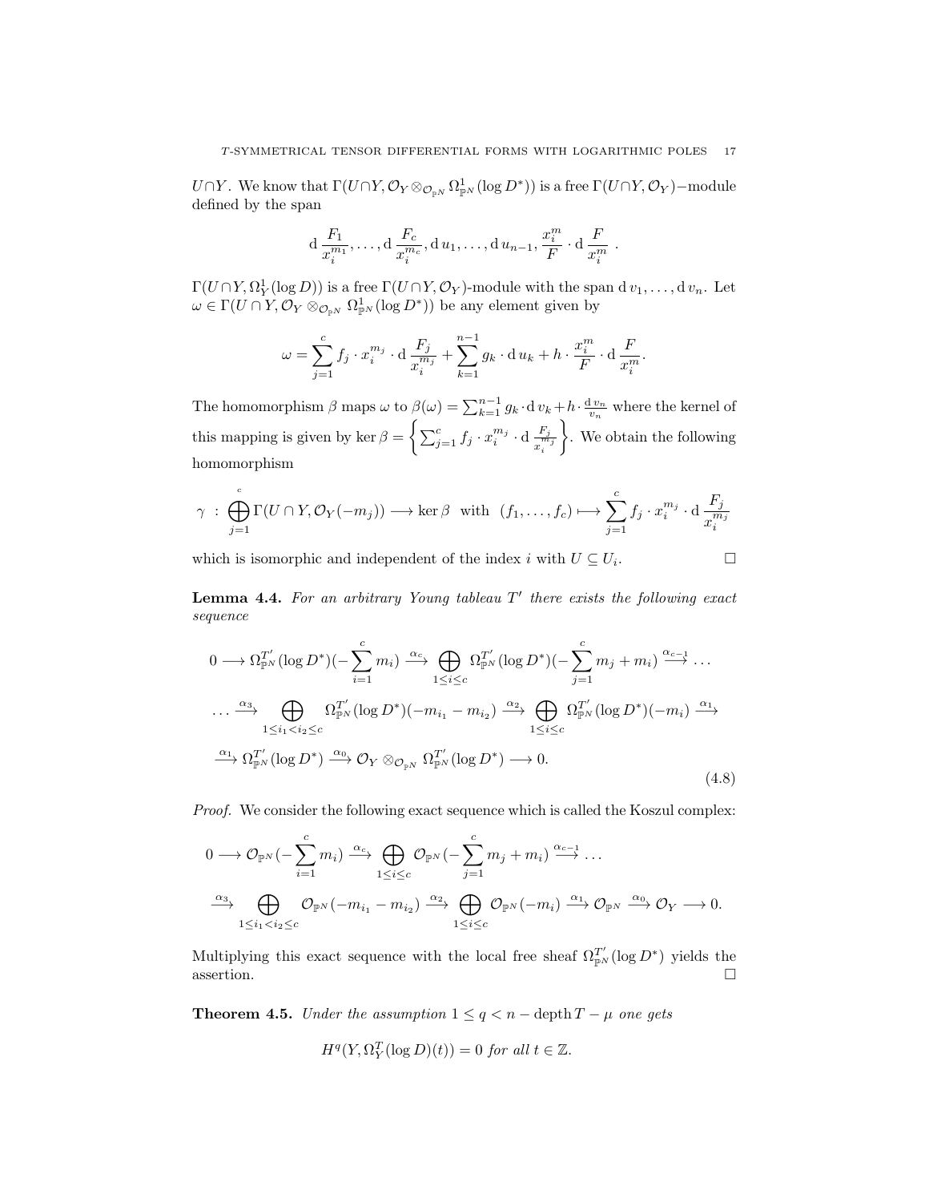$U\cap Y$. We know that $\Gamma(U\cap Y,\mathcal{O}_Y\otimes_{\mathcal{O}_{\mathbb{P}^N}}\Omega^1_{\mathbb{P}^N}(\log D^*))$ is a free $\Gamma(U\cap Y,\mathcal{O}_Y)-$module defined by the span

$$\mathrm{d}\,\frac{F_1}{x_i^{m_1}},\ldots,\mathrm{d}\,\frac{F_c}{x_i^{m_c}},\mathrm{d}\,u_1,\ldots,\mathrm{d}\,u_{n-1},\frac{x_i^m}{F}\cdot\mathrm{d}\,\frac{F}{x_i^m}\ .$$

$\Gamma(U\cap Y,\Omega^1_Y(\log D))$ is a free $\Gamma(U\cap Y,\mathcal{O}_Y)$-module with the span $\mathrm{d}\,v_1,\ldots,\mathrm{d}\,v_n$. Let $\omega\in\Gamma(U\cap Y,\mathcal{O}_Y\otimes_{\mathcal{O}_{\mathbb{P}^N}}\Omega^1_{\mathbb{P}^N}(\log D^*))$ be any element given by

$$\omega=\sum_{j=1}^{c}f_j\cdot x_i^{m_j}\cdot\mathrm{d}\,\frac{F_j}{x_i^{m_j}}+\sum_{k=1}^{n-1}g_k\cdot\mathrm{d}\,u_k+h\cdot\frac{x_i^m}{F}\cdot\mathrm{d}\,\frac{F}{x_i^m}.$$

The homomorphism $\beta$ maps $\omega$ to $\beta(\omega)=\sum_{k=1}^{n-1}g_k\cdot\mathrm{d}\,v_k+h\cdot\frac{\mathrm{d}\,v_n}{v_n}$ where the kernel of this mapping is given by $\ker\beta=\left\{\sum_{j=1}^{c}f_j\cdot x_i^{m_j}\cdot\mathrm{d}\,\frac{F_j}{x_i^{m_j}}\right\}$. We obtain the following homomorphism

$$\gamma\ :\ \bigoplus_{j=1}^{c}\Gamma(U\cap Y,\mathcal{O}_Y(-m_j))\longrightarrow\ker\beta\ \text{ with }\ (f_1,\ldots,f_c)\longmapsto\sum_{j=1}^{c}f_j\cdot x_i^{m_j}\cdot\mathrm{d}\,\frac{F_j}{x_i^{m_j}}$$

which is isomorphic and independent of the index $i$ with $U\subseteq U_i$. $\square$

**Lemma 4.4.** *For an arbitrary Young tableau $T'$ there exists the following exact sequence*

$$\begin{aligned}
0&\longrightarrow\Omega^{T'}_{\mathbb{P}^N}(\log D^*)(-\sum_{i=1}^{c}m_i)\xrightarrow{\alpha_c}\bigoplus_{1\le i\le c}\Omega^{T'}_{\mathbb{P}^N}(\log D^*)(-\sum_{j=1}^{c}m_j+m_i)\xrightarrow{\alpha_{c-1}}\ldots\\
\ldots&\xrightarrow{\alpha_3}\bigoplus_{1\le i_1<i_2\le c}\Omega^{T'}_{\mathbb{P}^N}(\log D^*)(-m_{i_1}-m_{i_2})\xrightarrow{\alpha_2}\bigoplus_{1\le i\le c}\Omega^{T'}_{\mathbb{P}^N}(\log D^*)(-m_i)\xrightarrow{\alpha_1}\\
&\xrightarrow{\alpha_1}\Omega^{T'}_{\mathbb{P}^N}(\log D^*)\xrightarrow{\alpha_0}\mathcal{O}_Y\otimes_{\mathcal{O}_{\mathbb{P}^N}}\Omega^{T'}_{\mathbb{P}^N}(\log D^*)\longrightarrow 0.
\end{aligned}\tag{4.8}$$

*Proof.* We consider the following exact sequence which is called the Koszul complex:

$$\begin{aligned}
0&\longrightarrow\mathcal{O}_{\mathbb{P}^N}(-\sum_{i=1}^{c}m_i)\xrightarrow{\alpha_c}\bigoplus_{1\le i\le c}\mathcal{O}_{\mathbb{P}^N}(-\sum_{j=1}^{c}m_j+m_i)\xrightarrow{\alpha_{c-1}}\ldots\\
&\xrightarrow{\alpha_3}\bigoplus_{1\le i_1<i_2\le c}\mathcal{O}_{\mathbb{P}^N}(-m_{i_1}-m_{i_2})\xrightarrow{\alpha_2}\bigoplus_{1\le i\le c}\mathcal{O}_{\mathbb{P}^N}(-m_i)\xrightarrow{\alpha_1}\mathcal{O}_{\mathbb{P}^N}\xrightarrow{\alpha_0}\mathcal{O}_Y\longrightarrow 0.
\end{aligned}$$

Multiplying this exact sequence with the local free sheaf $\Omega^{T'}_{\mathbb{P}^N}(\log D^*)$ yields the assertion. $\square$

**Theorem 4.5.** *Under the assumption $1\le q<n-\operatorname{depth}T-\mu$ one gets*

$$H^q(Y,\Omega^T_Y(\log D)(t))=0\ \textit{for all}\ t\in\mathbb{Z}.$$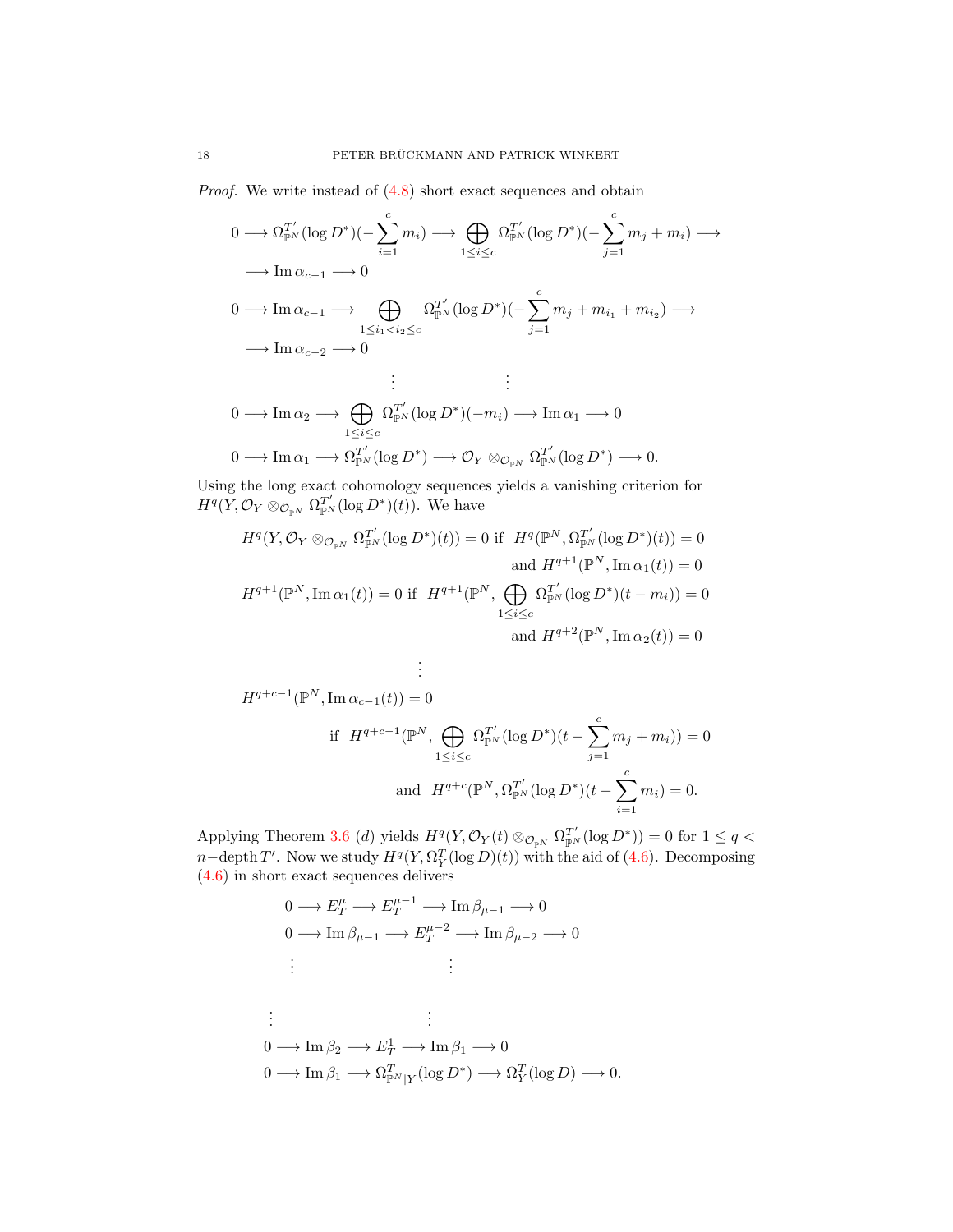*Proof.* We write instead of (4.8) short exact sequences and obtain

$$0 \longrightarrow \Omega^{T'}_{\mathbb{P}^N}(\log D^*)(-\sum_{i=1}^{c} m_i) \longrightarrow \bigoplus_{1\le i\le c} \Omega^{T'}_{\mathbb{P}^N}(\log D^*)(-\sum_{j=1}^{c} m_j + m_i) \longrightarrow$$
$$\longrightarrow \operatorname{Im}\alpha_{c-1} \longrightarrow 0$$

$$0 \longrightarrow \operatorname{Im}\alpha_{c-1} \longrightarrow \bigoplus_{1\le i_1<i_2\le c} \Omega^{T'}_{\mathbb{P}^N}(\log D^*)(-\sum_{j=1}^{c} m_j + m_{i_1} + m_{i_2}) \longrightarrow$$
$$\longrightarrow \operatorname{Im}\alpha_{c-2} \longrightarrow 0$$

$$\vdots \qquad\qquad \vdots$$

$$0 \longrightarrow \operatorname{Im}\alpha_{2} \longrightarrow \bigoplus_{1\le i\le c} \Omega^{T'}_{\mathbb{P}^N}(\log D^*)(-m_i) \longrightarrow \operatorname{Im}\alpha_1 \longrightarrow 0$$

$$0 \longrightarrow \operatorname{Im}\alpha_{1} \longrightarrow \Omega^{T'}_{\mathbb{P}^N}(\log D^*) \longrightarrow \mathcal{O}_Y \otimes_{\mathcal{O}_{\mathbb{P}^N}} \Omega^{T'}_{\mathbb{P}^N}(\log D^*) \longrightarrow 0.$$

Using the long exact cohomology sequences yields a vanishing criterion for $H^q(Y, \mathcal{O}_Y \otimes_{\mathcal{O}_{\mathbb{P}^N}} \Omega^{T'}_{\mathbb{P}^N}(\log D^*)(t))$. We have

$$H^q(Y, \mathcal{O}_Y \otimes_{\mathcal{O}_{\mathbb{P}^N}} \Omega^{T'}_{\mathbb{P}^N}(\log D^*)(t)) = 0 \text{ if } \; H^q(\mathbb{P}^N, \Omega^{T'}_{\mathbb{P}^N}(\log D^*)(t)) = 0 \text{ and } H^{q+1}(\mathbb{P}^N, \operatorname{Im}\alpha_1(t)) = 0$$

$$H^{q+1}(\mathbb{P}^N, \operatorname{Im}\alpha_1(t)) = 0 \text{ if } \; H^{q+1}(\mathbb{P}^N, \bigoplus_{1\le i\le c} \Omega^{T'}_{\mathbb{P}^N}(\log D^*)(t-m_i)) = 0 \text{ and } H^{q+2}(\mathbb{P}^N, \operatorname{Im}\alpha_2(t)) = 0$$

$$\vdots$$

$$H^{q+c-1}(\mathbb{P}^N, \operatorname{Im}\alpha_{c-1}(t)) = 0$$
$$\text{if } \; H^{q+c-1}(\mathbb{P}^N, \bigoplus_{1\le i\le c} \Omega^{T'}_{\mathbb{P}^N}(\log D^*)(t-\sum_{j=1}^{c} m_j + m_i)) = 0$$
$$\text{and } \; H^{q+c}(\mathbb{P}^N, \Omega^{T'}_{\mathbb{P}^N}(\log D^*)(t-\sum_{i=1}^{c} m_i) = 0.$$

Applying Theorem 3.6 (*d*) yields $H^q(Y, \mathcal{O}_Y(t) \otimes_{\mathcal{O}_{\mathbb{P}^N}} \Omega^{T'}_{\mathbb{P}^N}(\log D^*)) = 0$ for $1 \le q < n-\operatorname{depth} T'$. Now we study $H^q(Y, \Omega^T_Y(\log D)(t))$ with the aid of (4.6). Decomposing (4.6) in short exact sequences delivers

$$0 \longrightarrow E^{\mu}_T \longrightarrow E^{\mu-1}_T \longrightarrow \operatorname{Im}\beta_{\mu-1} \longrightarrow 0$$
$$0 \longrightarrow \operatorname{Im}\beta_{\mu-1} \longrightarrow E^{\mu-2}_T \longrightarrow \operatorname{Im}\beta_{\mu-2} \longrightarrow 0$$
$$\vdots \qquad\qquad \vdots$$
$$\vdots \qquad\qquad \vdots$$
$$0 \longrightarrow \operatorname{Im}\beta_{2} \longrightarrow E^{1}_T \longrightarrow \operatorname{Im}\beta_1 \longrightarrow 0$$
$$0 \longrightarrow \operatorname{Im}\beta_{1} \longrightarrow \Omega^{T}_{\mathbb{P}^N|Y}(\log D^*) \longrightarrow \Omega^T_Y(\log D) \longrightarrow 0.$$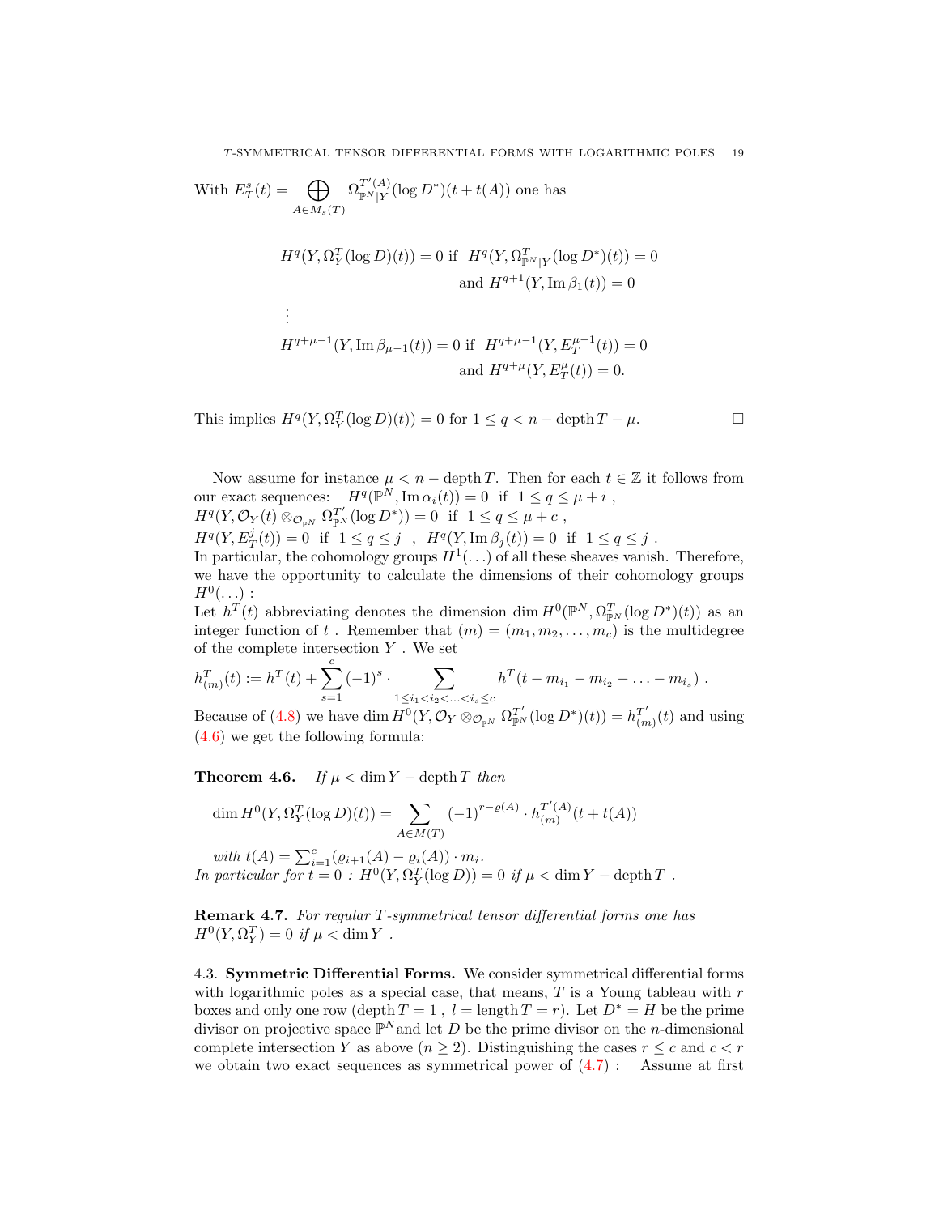With $E^s_T(t) = \bigoplus_{A\in M_s(T)} \Omega^{T'(A)}_{\mathbb{P}^N|Y}(\log D^*)(t+t(A))$ one has

$$
\begin{aligned}
H^q(Y,\Omega^T_Y(\log D)(t)) = 0 \text{ if } \ & H^q(Y,\Omega^T_{\mathbb{P}^N|Y}(\log D^*)(t)) = 0\\
& \text{and } H^{q+1}(Y,\operatorname{Im}\beta_1(t)) = 0\\
&\vdots\\
H^{q+\mu-1}(Y,\operatorname{Im}\beta_{\mu-1}(t)) = 0 \text{ if } \ & H^{q+\mu-1}(Y,E^{\mu-1}_T(t)) = 0\\
& \text{and } H^{q+\mu}(Y,E^{\mu}_T(t)) = 0.
\end{aligned}
$$

This implies $H^q(Y,\Omega^T_Y(\log D)(t)) = 0$ for $1\le q < n - \operatorname{depth} T - \mu$. $\square$

Now assume for instance $\mu < n - \operatorname{depth} T$. Then for each $t\in\mathbb{Z}$ it follows from our exact sequences: $H^q(\mathbb{P}^N,\operatorname{Im}\alpha_i(t)) = 0$ if $1\le q\le \mu+i$ ,
$H^q(Y,\mathcal{O}_Y(t)\otimes_{\mathcal{O}_{\mathbb{P}^N}}\Omega^{T'}_{\mathbb{P}^N}(\log D^*)) = 0$ if $1\le q\le\mu+c$ ,
$H^q(Y,E^j_T(t)) = 0$ if $1\le q\le j$ , $H^q(Y,\operatorname{Im}\beta_j(t)) = 0$ if $1\le q\le j$ .
In particular, the cohomology groups $H^1(\ldots)$ of all these sheaves vanish. Therefore, we have the opportunity to calculate the dimensions of their cohomology groups $H^0(\ldots)$ :
Let $h^T(t)$ abbreviating denotes the dimension $\dim H^0(\mathbb{P}^N,\Omega^T_{\mathbb{P}^N}(\log D^*)(t))$ as an integer function of $t$ . Remember that $(m) = (m_1,m_2,\ldots,m_c)$ is the multidegree of the complete intersection $Y$ . We set

$$h^T_{(m)}(t) := h^T(t) + \sum_{s=1}^{c}(-1)^s\cdot\sum_{1\le i_1<i_2<\ldots<i_s\le c} h^T(t-m_{i_1}-m_{i_2}-\ldots-m_{i_s})\ .$$

Because of (4.8) we have $\dim H^0(Y,\mathcal{O}_Y\otimes_{\mathcal{O}_{\mathbb{P}^N}}\Omega^{T'}_{\mathbb{P}^N}(\log D^*)(t)) = h^{T'}_{(m)}(t)$ and using (4.6) we get the following formula:

**Theorem 4.6.** *If $\mu < \dim Y - \operatorname{depth} T$ then*

$$\dim H^0(Y,\Omega^T_Y(\log D)(t)) = \sum_{A\in M(T)}(-1)^{r-\varrho(A)}\cdot h^{T'(A)}_{(m)}(t+t(A))$$

*with $t(A) = \sum_{i=1}^{c}(\varrho_{i+1}(A)-\varrho_i(A))\cdot m_i$.*
*In particular for $t=0$ : $H^0(Y,\Omega^T_Y(\log D)) = 0$ if $\mu < \dim Y - \operatorname{depth} T$ .*

**Remark 4.7.** *For regular $T$-symmetrical tensor differential forms one has $H^0(Y,\Omega^T_Y) = 0$ if $\mu < \dim Y$ .*

4.3. **Symmetric Differential Forms.** We consider symmetrical differential forms with logarithmic poles as a special case, that means, $T$ is a Young tableau with $r$ boxes and only one row ($\operatorname{depth} T = 1$ , $l = \operatorname{length} T = r$). Let $D^* = H$ be the prime divisor on projective space $\mathbb{P}^N$ and let $D$ be the prime divisor on the $n$-dimensional complete intersection $Y$ as above ($n\ge 2$). Distinguishing the cases $r\le c$ and $c<r$ we obtain two exact sequences as symmetrical power of (4.7) : Assume at first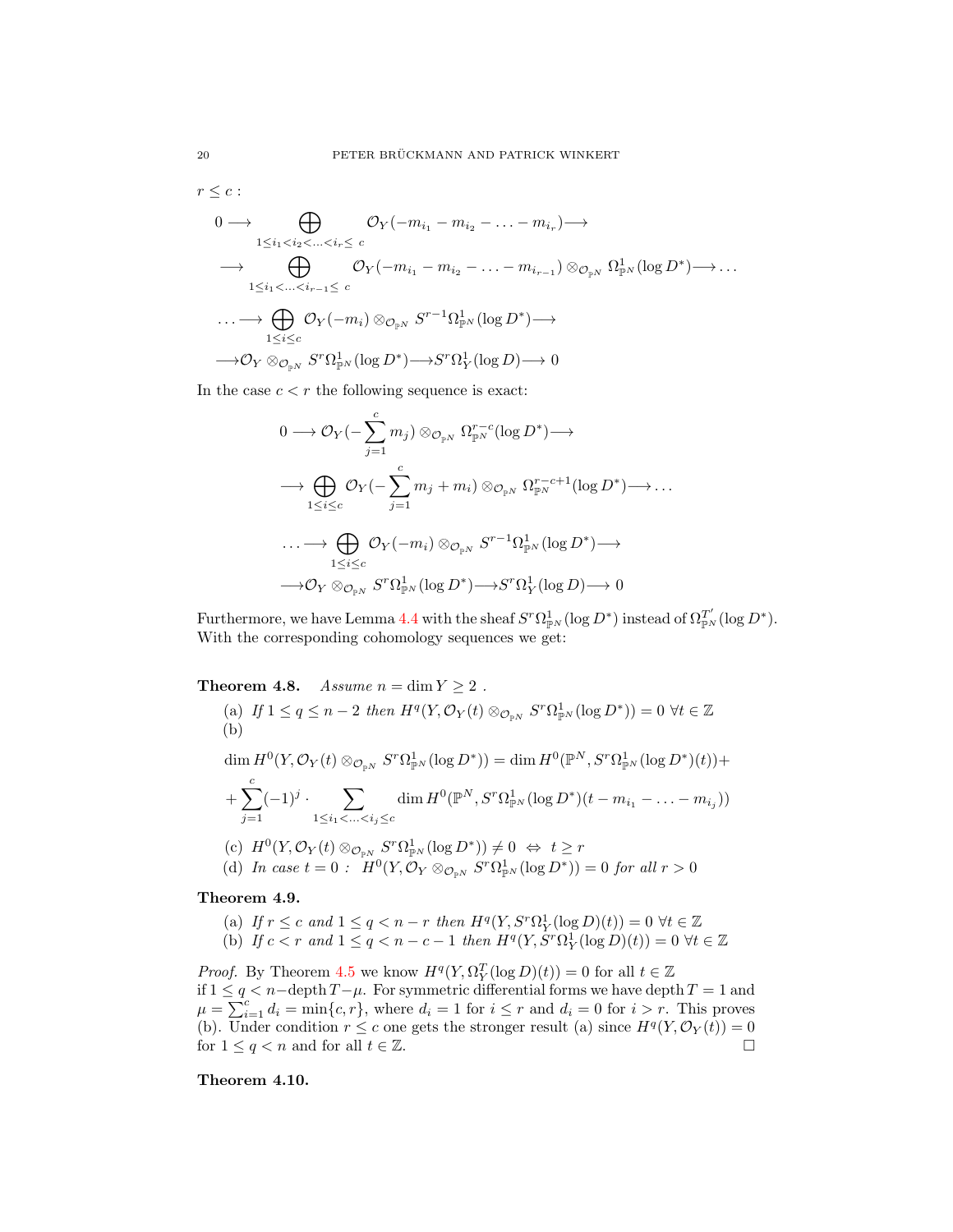$r \leq c$ :

$$0 \longrightarrow \bigoplus_{1\leq i_1<i_2<\ldots<i_r\leq\, c} \mathcal{O}_Y(-m_{i_1}-m_{i_2}-\ldots-m_{i_r})\longrightarrow$$

$$\longrightarrow \bigoplus_{1\leq i_1<\ldots<i_{r-1}\leq\, c} \mathcal{O}_Y(-m_{i_1}-m_{i_2}-\ldots-m_{i_{r-1}})\otimes_{\mathcal{O}_{\mathbb{P}^N}} \Omega^1_{\mathbb{P}^N}(\log D^*)\longrightarrow\ldots$$

$$\ldots\longrightarrow \bigoplus_{1\leq i\leq c} \mathcal{O}_Y(-m_i)\otimes_{\mathcal{O}_{\mathbb{P}^N}} S^{r-1}\Omega^1_{\mathbb{P}^N}(\log D^*)\longrightarrow$$

$$\longrightarrow \mathcal{O}_Y\otimes_{\mathcal{O}_{\mathbb{P}^N}} S^r\Omega^1_{\mathbb{P}^N}(\log D^*)\longrightarrow S^r\Omega^1_Y(\log D)\longrightarrow 0$$

In the case $c<r$ the following sequence is exact:

$$0\longrightarrow \mathcal{O}_Y(-\sum_{j=1}^{c} m_j)\otimes_{\mathcal{O}_{\mathbb{P}^N}} \Omega^{r-c}_{\mathbb{P}^N}(\log D^*)\longrightarrow$$

$$\longrightarrow \bigoplus_{1\leq i\leq c} \mathcal{O}_Y(-\sum_{j=1}^{c} m_j+m_i)\otimes_{\mathcal{O}_{\mathbb{P}^N}} \Omega^{r-c+1}_{\mathbb{P}^N}(\log D^*)\longrightarrow\ldots$$

$$\ldots\longrightarrow \bigoplus_{1\leq i\leq c} \mathcal{O}_Y(-m_i)\otimes_{\mathcal{O}_{\mathbb{P}^N}} S^{r-1}\Omega^1_{\mathbb{P}^N}(\log D^*)\longrightarrow$$

$$\longrightarrow \mathcal{O}_Y\otimes_{\mathcal{O}_{\mathbb{P}^N}} S^r\Omega^1_{\mathbb{P}^N}(\log D^*)\longrightarrow S^r\Omega^1_Y(\log D)\longrightarrow 0$$

Furthermore, we have Lemma 4.4 with the sheaf $S^r\Omega^1_{\mathbb{P}^N}(\log D^*)$ instead of $\Omega^{T'}_{\mathbb{P}^N}(\log D^*)$. With the corresponding cohomology sequences we get:

**Theorem 4.8.** *Assume $n=\dim Y\geq 2$ .*

(a) *If $1\leq q\leq n-2$ then $H^q(Y,\mathcal{O}_Y(t)\otimes_{\mathcal{O}_{\mathbb{P}^N}} S^r\Omega^1_{\mathbb{P}^N}(\log D^*))=0\ \forall t\in\mathbb{Z}$*

(b)

$$\dim H^0(Y,\mathcal{O}_Y(t)\otimes_{\mathcal{O}_{\mathbb{P}^N}} S^r\Omega^1_{\mathbb{P}^N}(\log D^*))=\dim H^0(\mathbb{P}^N,S^r\Omega^1_{\mathbb{P}^N}(\log D^*)(t))+$$

$$+\sum_{j=1}^{c}(-1)^j\cdot\sum_{1\leq i_1<\ldots<i_j\leq c}\dim H^0(\mathbb{P}^N,S^r\Omega^1_{\mathbb{P}^N}(\log D^*)(t-m_{i_1}-\ldots-m_{i_j}))$$

(c) $H^0(Y,\mathcal{O}_Y(t)\otimes_{\mathcal{O}_{\mathbb{P}^N}} S^r\Omega^1_{\mathbb{P}^N}(\log D^*))\neq 0\ \Leftrightarrow\ t\geq r$

(d) *In case $t=0$ : $H^0(Y,\mathcal{O}_Y\otimes_{\mathcal{O}_{\mathbb{P}^N}} S^r\Omega^1_{\mathbb{P}^N}(\log D^*))=0$ for all $r>0$*

**Theorem 4.9.**

(a) *If $r\leq c$ and $1\leq q<n-r$ then $H^q(Y,S^r\Omega^1_Y(\log D)(t))=0\ \forall t\in\mathbb{Z}$*

(b) *If $c<r$ and $1\leq q<n-c-1$ then $H^q(Y,S^r\Omega^1_Y(\log D)(t))=0\ \forall t\in\mathbb{Z}$*

*Proof.* By Theorem 4.5 we know $H^q(Y,\Omega^T_Y(\log D)(t))=0$ for all $t\in\mathbb{Z}$ if $1\leq q<n-\operatorname{depth}T-\mu$. For symmetric differential forms we have $\operatorname{depth}T=1$ and $\mu=\sum_{i=1}^{c}d_i=\min\{c,r\}$, where $d_i=1$ for $i\leq r$ and $d_i=0$ for $i>r$. This proves (b). Under condition $r\leq c$ one gets the stronger result (a) since $H^q(Y,\mathcal{O}_Y(t))=0$ for $1\leq q<n$ and for all $t\in\mathbb{Z}$. $\square$

**Theorem 4.10.**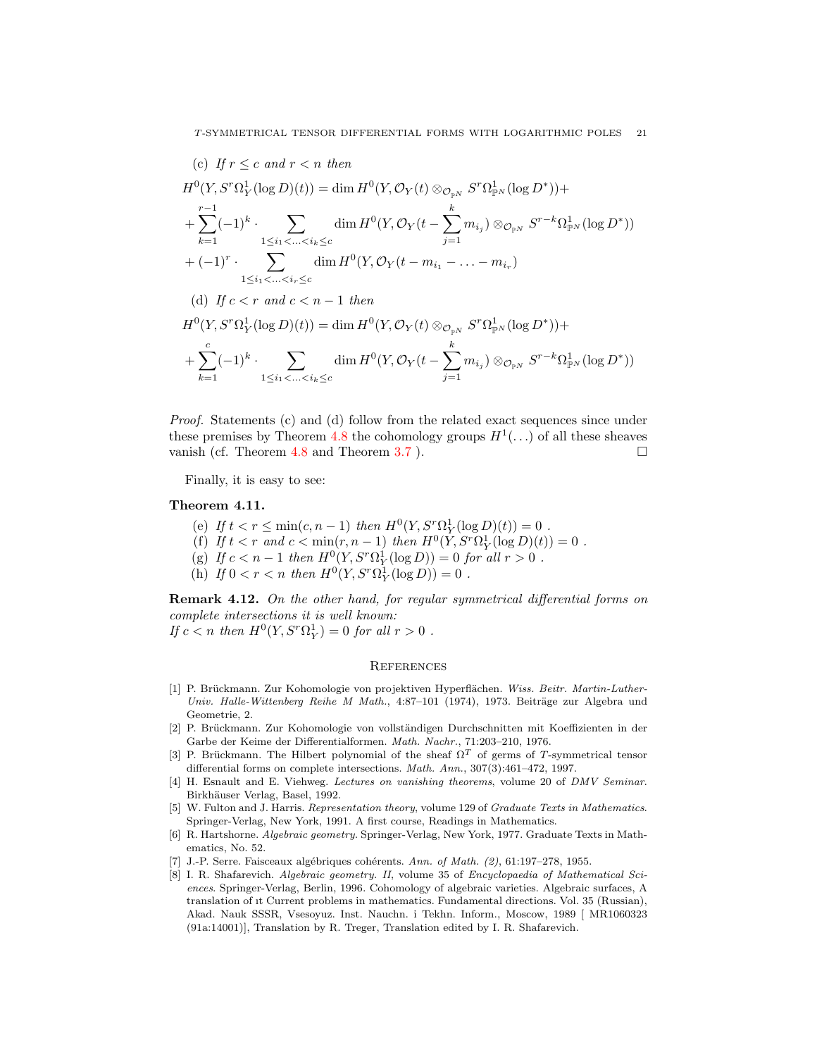(c) *If $r \leq c$ and $r < n$ then*

$$H^0(Y, S^r\Omega^1_Y(\log D)(t)) = \dim H^0(Y, \mathcal{O}_Y(t) \otimes_{\mathcal{O}_{\mathbb{P}^N}} S^r\Omega^1_{\mathbb{P}^N}(\log D^*)) +$$

$$+ \sum_{k=1}^{r-1} (-1)^k \cdot \sum_{1 \leq i_1 < \ldots < i_k \leq c} \dim H^0(Y, \mathcal{O}_Y(t - \sum_{j=1}^{k} m_{i_j}) \otimes_{\mathcal{O}_{\mathbb{P}^N}} S^{r-k}\Omega^1_{\mathbb{P}^N}(\log D^*))$$

$$+ (-1)^r \cdot \sum_{1 \leq i_1 < \ldots < i_r \leq c} \dim H^0(Y, \mathcal{O}_Y(t - m_{i_1} - \ldots - m_{i_r})$$

(d) *If $c < r$ and $c < n-1$ then*

$$H^0(Y, S^r\Omega^1_Y(\log D)(t)) = \dim H^0(Y, \mathcal{O}_Y(t) \otimes_{\mathcal{O}_{\mathbb{P}^N}} S^r\Omega^1_{\mathbb{P}^N}(\log D^*)) +$$

$$+ \sum_{k=1}^{c} (-1)^k \cdot \sum_{1 \leq i_1 < \ldots < i_k \leq c} \dim H^0(Y, \mathcal{O}_Y(t - \sum_{j=1}^{k} m_{i_j}) \otimes_{\mathcal{O}_{\mathbb{P}^N}} S^{r-k}\Omega^1_{\mathbb{P}^N}(\log D^*))$$

*Proof.* Statements (c) and (d) follow from the related exact sequences since under these premises by Theorem 4.8 the cohomology groups $H^1(\ldots)$ of all these sheaves vanish (cf. Theorem 4.8 and Theorem 3.7 ). □

Finally, it is easy to see:

**Theorem 4.11.**

(e) *If $t < r \leq \min(c, n-1)$ then $H^0(Y, S^r\Omega^1_Y(\log D)(t)) = 0$ .*

(f) *If $t < r$ and $c < \min(r, n-1)$ then $H^0(Y, S^r\Omega^1_Y(\log D)(t)) = 0$ .*

(g) *If $c < n-1$ then $H^0(Y, S^r\Omega^1_Y(\log D)) = 0$ for all $r > 0$ .*

(h) *If $0 < r < n$ then $H^0(Y, S^r\Omega^1_Y(\log D)) = 0$ .*

**Remark 4.12.** *On the other hand, for regular symmetrical differential forms on complete intersections it is well known:*
*If $c < n$ then $H^0(Y, S^r\Omega^1_Y) = 0$ for all $r > 0$ .*

## References

[1] P. Brückmann. Zur Kohomologie von projektiven Hyperflächen. *Wiss. Beitr. Martin-Luther-Univ. Halle-Wittenberg Reihe M Math.*, 4:87–101 (1974), 1973. Beiträge zur Algebra und Geometrie, 2.

[2] P. Brückmann. Zur Kohomologie von vollständigen Durchschnitten mit Koeffizienten in der Garbe der Keime der Differentialformen. *Math. Nachr.*, 71:203–210, 1976.

[3] P. Brückmann. The Hilbert polynomial of the sheaf $\Omega^T$ of germs of $T$-symmetrical tensor differential forms on complete intersections. *Math. Ann.*, 307(3):461–472, 1997.

[4] H. Esnault and E. Viehweg. *Lectures on vanishing theorems*, volume 20 of *DMV Seminar*. Birkhäuser Verlag, Basel, 1992.

[5] W. Fulton and J. Harris. *Representation theory*, volume 129 of *Graduate Texts in Mathematics*. Springer-Verlag, New York, 1991. A first course, Readings in Mathematics.

[6] R. Hartshorne. *Algebraic geometry*. Springer-Verlag, New York, 1977. Graduate Texts in Mathematics, No. 52.

[7] J.-P. Serre. Faisceaux algébriques cohérents. *Ann. of Math. (2)*, 61:197–278, 1955.

[8] I. R. Shafarevich. *Algebraic geometry. II*, volume 35 of *Encyclopaedia of Mathematical Sciences*. Springer-Verlag, Berlin, 1996. Cohomology of algebraic varieties. Algebraic surfaces, A translation of ıt Current problems in mathematics. Fundamental directions. Vol. 35 (Russian), Akad. Nauk SSSR, Vsesoyuz. Inst. Nauchn. i Tekhn. Inform., Moscow, 1989 [ MR1060323 (91a:14001)], Translation by R. Treger, Translation edited by I. R. Shafarevich.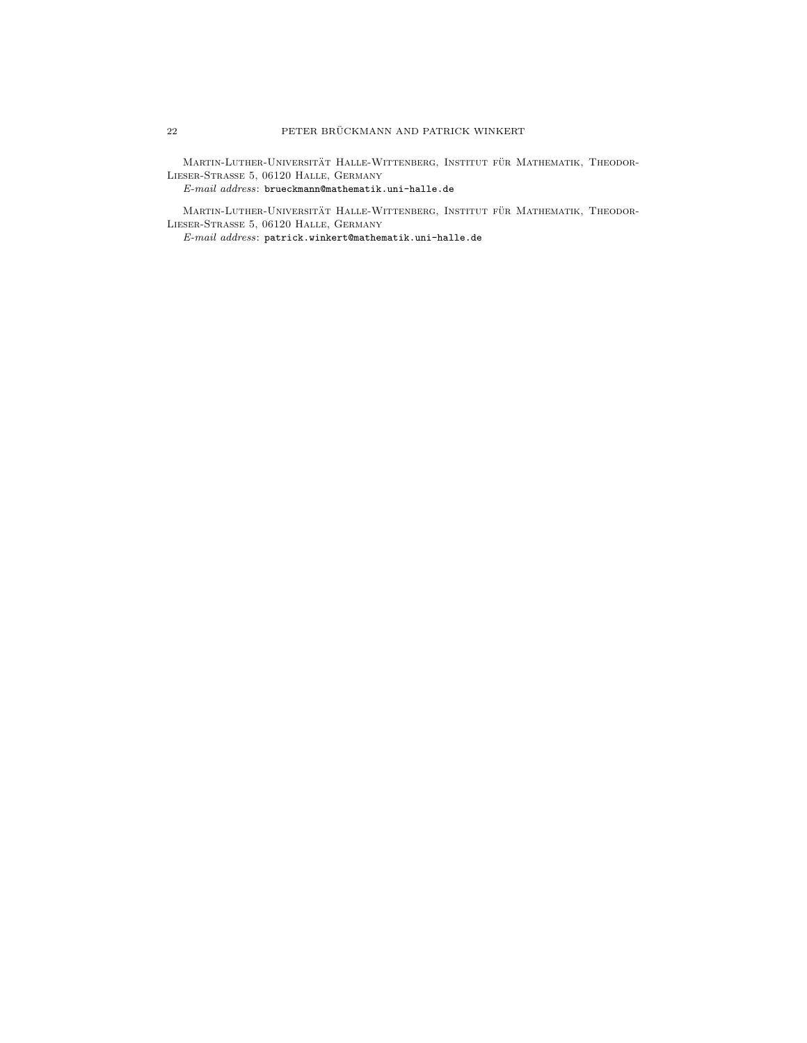Martin-Luther-Universität Halle-Wittenberg, Institut für Mathematik, Theodor-Lieser-Strasse 5, 06120 Halle, Germany

*E-mail address*: brueckmann@mathematik.uni-halle.de

Martin-Luther-Universität Halle-Wittenberg, Institut für Mathematik, Theodor-Lieser-Strasse 5, 06120 Halle, Germany

*E-mail address*: patrick.winkert@mathematik.uni-halle.de